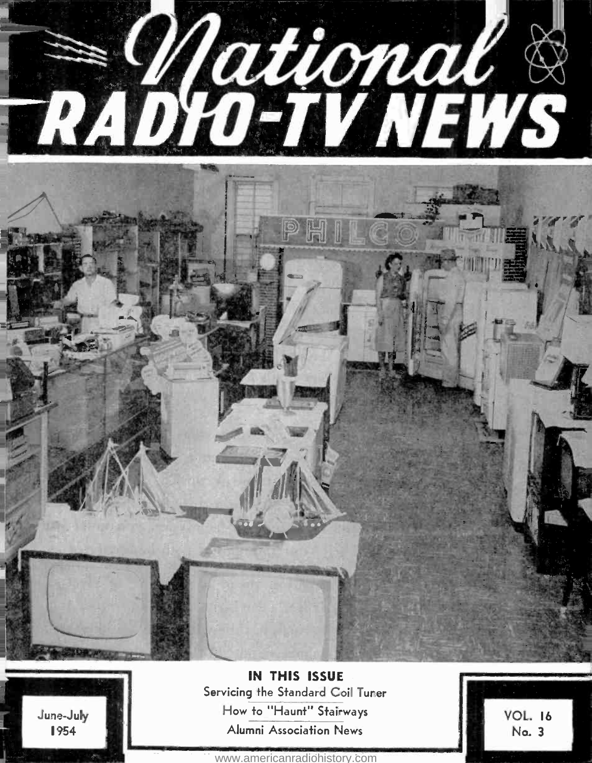# National RADIO-TV NEWS

**IN THIS ISSUE**

Servicing the Standard Coil Tuner

How to "Haunt" Stairways

Alumni Association News

June-July 1954

VOL. 16 No. 3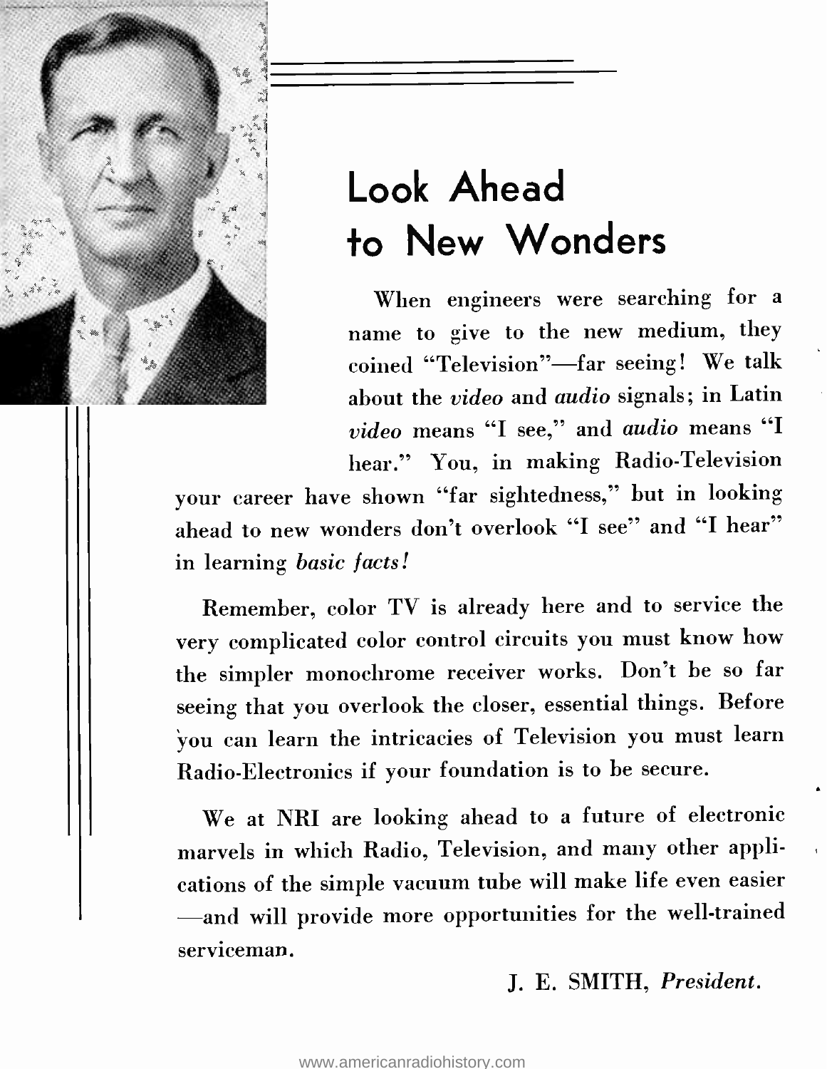# Look Ahead to New Wonders

When engineers were searching for a name to give to the new medium, they coined "Television"—far seeing! We talk about the *video* and *audio* signals; in Latin *video* means "I see," and *audio* means "I hear." You, in making Radio-Television your career have shown "far sightedness," but in looking ahead to new wonders don't overlook "I see" and "I hear" in learning *basic facts!*

Remember, color TV is already here and to service the very complicated color control circuits you must know how the simpler monochrome receiver works. Don't be so far seeing that you overlook the closer, essential things. Before you can learn the intricacies of Television you must learn Radio-Electronics if your foundation is to be secure.

We at NRI are looking ahead to a future of electronic marvels in which Radio, Television, and many other applications of the simple vacuum tube will make life even easier —and will provide more opportunities for the well-trained serviceman.

J. E. SMITH, *President.*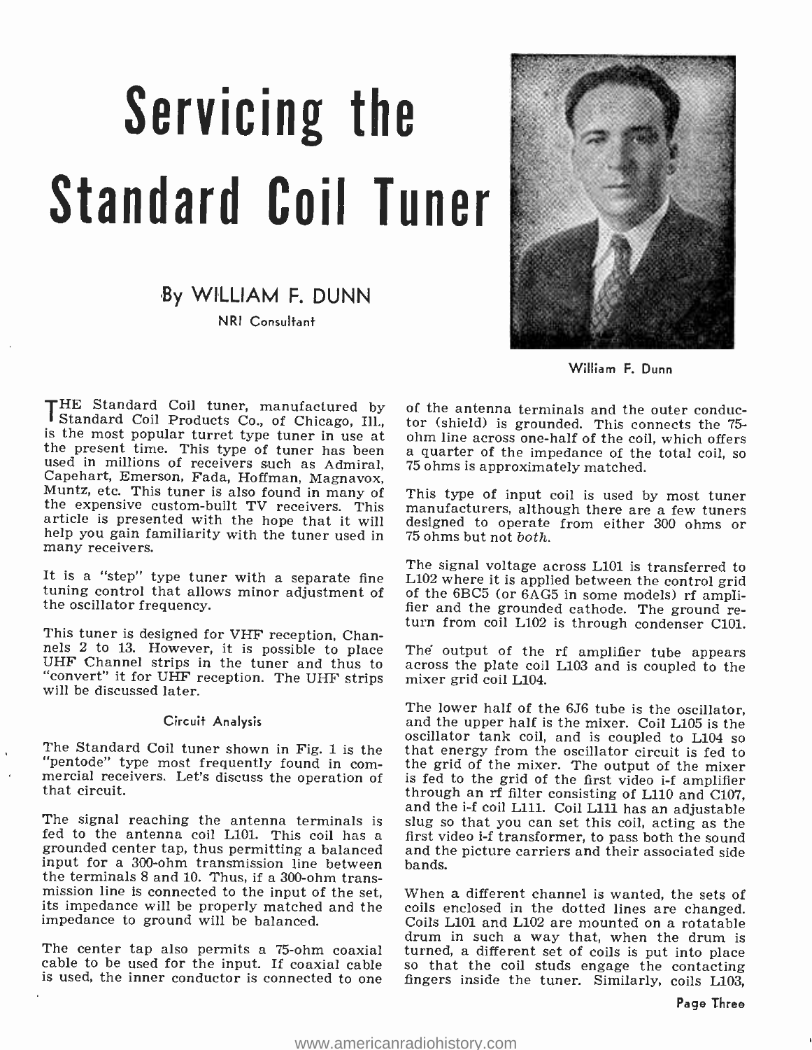# Servicing the Standard Coil Tuner

### By WILLIAM F. DUNN

NRI Consultant

William F. Dunn

THE Standard Coil tuner, manufactured by Standard Coil Products Co., of Chicago, Ill., is the most popular turret type tuner in use at the present time. This type of tuner has been used in millions of receivers such as Admiral, Capehart, Emerson, Fada, Hoffman, Magnavox, Muntz, etc. This tuner is also found in many of the expensive custom-built TV receivers. This article is presented with the hope that it will help you gain familiarity with the tuner used in many receivers.

It is a "step" type tuner with a separate fine tuning control that allows minor adjustment of the oscillator frequency.

This tuner is designed for VHF reception, Channels 2 to 13. However, it is possible to place UHF Channel strips in the tuner and thus to "convert" it for UHF reception. The UHF strips will be discussed later.

#### Circuit Analysis

The Standard Coil tuner shown in Fig. 1 is the "pentode" type most frequently found in commercial receivers. Let's discuss the operation of that circuit.

The signal reaching the antenna terminals is fed to the antenna coil L101. This coil has a grounded center tap, thus permitting a balanced input for a 300-ohm transmission line between the terminals 8 and 10. Thus, if a 300-ohm transmission line is connected to the input of the set, its impedance will be properly matched and the impedance to ground will be balanced.

The center tap also permits a 75-ohm coaxial cable to be used for the input. If coaxial cable is used, the inner conductor is connected to one of the antenna terminals and the outer conductor (shield) is grounded. This connects the 75-ohm line across one-half of the coil, which offers a quarter of the impedance of the total coil, so 75 ohms is approximately matched.

This type of input coil is used by most tuner manufacturers, although there are a few tuners designed to operate from either 300 ohms or 75 ohms but not *both*.

The signal voltage across L101 is transferred to L102 where it is applied between the control grid of the 6BC5 (or 6AG5 in some models) rf amplifier and the grounded cathode. The ground return from coil L102 is through condenser C101.

The output of the rf amplifier tube appears across the plate coil L103 and is coupled to the mixer grid coil L104.

The lower half of the 6J6 tube is the oscillator, and the upper half is the mixer. Coil L105 is the oscillator tank coil, and is coupled to L104 so that energy from the oscillator circuit is fed to the grid of the mixer. The output of the mixer is fed to the grid of the first video i-f amplifier through an rf filter consisting of L110 and C107, and the i-f coil L111. Coil L111 has an adjustable slug so that you can set this coil, acting as the first video i-f transformer, to pass both the sound and the picture carriers and their associated side bands.

When a different channel is wanted, the sets of coils enclosed in the dotted lines are changed. Coils L101 and L102 are mounted on a rotatable drum in such a way that, when the drum is turned, a different set of coils is put into place so that the coil studs engage the contacting fingers inside the tuner. Similarly, coils L103,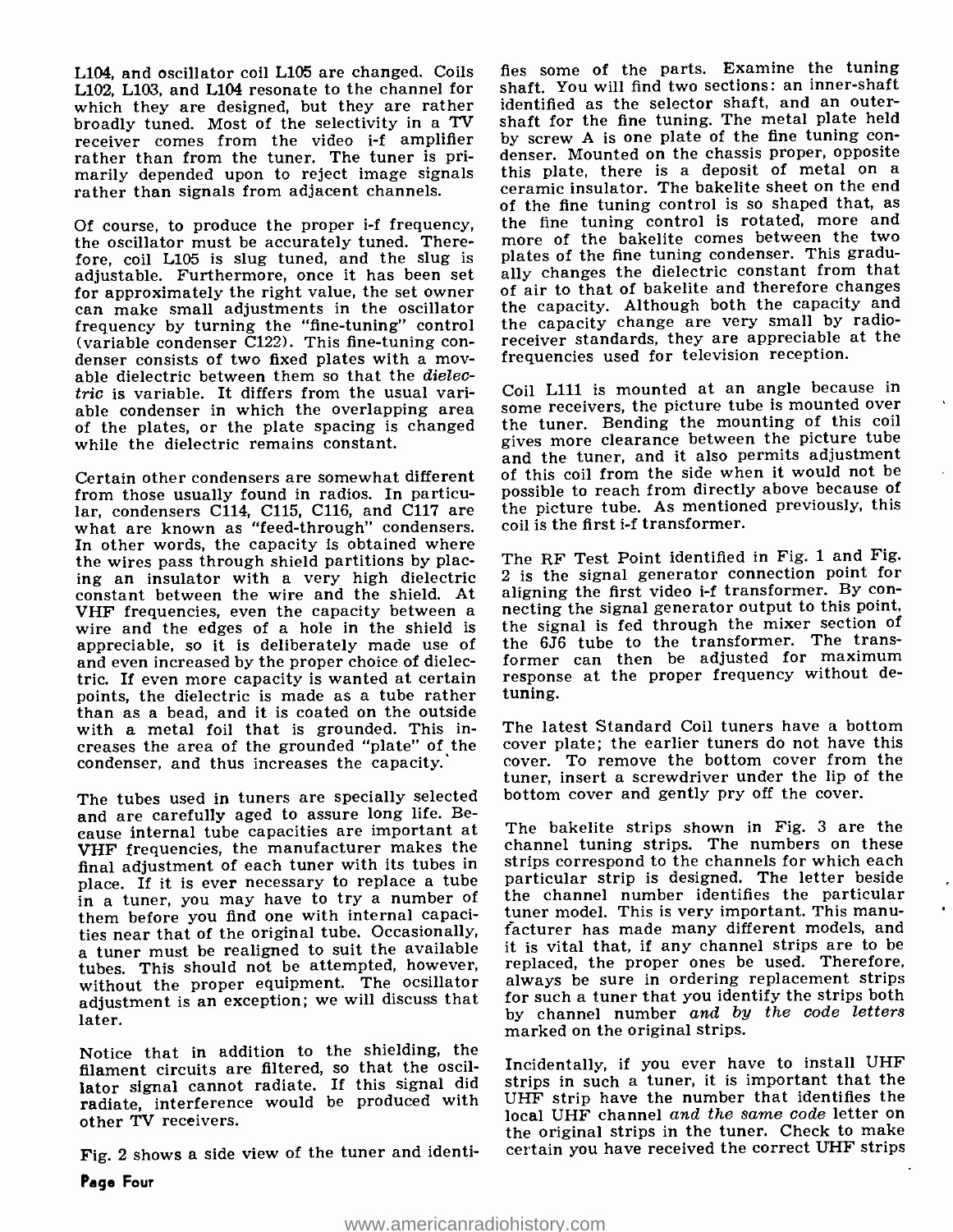L104, and oscillator coil L105 are changed. Coils L102, L103, and L104 resonate to the channel for which they are designed, but they are rather broadly tuned. Most of the selectivity in a TV receiver comes from the video i-f amplifier rather than from the tuner. The tuner is primarily depended upon to reject image signals rather than signals from adjacent channels.

Of course, to produce the proper i-f frequency, the oscillator must be accurately tuned. Therefore, coil L105 is slug tuned, and the slug is adjustable. Furthermore, once it has been set for approximately the right value, the set owner can make small adjustments in the oscillator frequency by turning the "fine-tuning" control (variable condenser C122). This fine-tuning condenser consists of two fixed plates with a movable dielectric between them so that the *dielectric* is variable. It differs from the usual variable condenser in which the overlapping area of the plates, or the plate spacing is changed while the dielectric remains constant.

Certain other condensers are somewhat different from those usually found in radios. In particular, condensers C114, C115, C116, and C117 are what are known as "feed-through" condensers. In other words, the capacity is obtained where the wires pass through shield partitions by placing an insulator with a very high dielectric constant between the wire and the shield. At VHF frequencies, even the capacity between a wire and the edges of a hole in the shield is appreciable, so it is deliberately made use of and even increased by the proper choice of dielectric. If even more capacity is wanted at certain points, the dielectric is made as a tube rather than as a bead, and it is coated on the outside with a metal foil that is grounded. This increases the area of the grounded "plate" of the condenser, and thus increases the capacity.

The tubes used in tuners are specially selected and are carefully aged to assure long life. Because internal tube capacities are important at VHF frequencies, the manufacturer makes the final adjustment of each tuner with its tubes in place. If it is ever necessary to replace a tube in a tuner, you may have to try a number of them before you find one with internal capacities near that of the original tube. Occasionally, a tuner must be realigned to suit the available tubes. This should not be attempted, however, without the proper equipment. The ocsillator adjustment is an exception; we will discuss that later.

Notice that in addition to the shielding, the filament circuits are filtered, so that the oscillator signal cannot radiate. If this signal did radiate, interference would be produced with other TV receivers.

Fig. 2 shows a side view of the tuner and identifies some of the parts. Examine the tuning shaft. You will find two sections: an inner-shaft identified as the selector shaft, and an outer-shaft for the fine tuning. The metal plate held by screw A is one plate of the fine tuning condenser. Mounted on the chassis proper, opposite this plate, there is a deposit of metal on a ceramic insulator. The bakelite sheet on the end of the fine tuning control is so shaped that, as the fine tuning control is rotated, more and more of the bakelite comes between the two plates of the fine tuning condenser. This gradually changes the dielectric constant from that of air to that of bakelite and therefore changes the capacity. Although both the capacity and the capacity change are very small by radio-receiver standards, they are appreciable at the frequencies used for television reception.

Coil L111 is mounted at an angle because in some receivers, the picture tube is mounted over the tuner. Bending the mounting of this coil gives more clearance between the picture tube and the tuner, and it also permits adjustment of this coil from the side when it would not be possible to reach from directly above because of the picture tube. As mentioned previously, this coil is the first i-f transformer.

The RF Test Point identified in Fig. 1 and Fig. 2 is the signal generator connection point for aligning the first video i-f transformer. By connecting the signal generator output to this point, the signal is fed through the mixer section of the 6J6 tube to the transformer. The transformer can then be adjusted for maximum response at the proper frequency without detuning.

The latest Standard Coil tuners have a bottom cover plate; the earlier tuners do not have this cover. To remove the bottom cover from the tuner, insert a screwdriver under the lip of the bottom cover and gently pry off the cover.

The bakelite strips shown in Fig. 3 are the channel tuning strips. The numbers on these strips correspond to the channels for which each particular strip is designed. The letter beside the channel number identifies the particular tuner model. This is very important. This manufacturer has made many different models, and it is vital that, if any channel strips are to be replaced, the proper ones be used. Therefore, always be sure in ordering replacement strips for such a tuner that you identify the strips both by channel number *and by the code letters* marked on the original strips.

Incidentally, if you ever have to install UHF strips in such a tuner, it is important that the UHF strip have the number that identifies the local UHF channel *and the same code* letter on the original strips in the tuner. Check to make certain you have received the correct UHF strips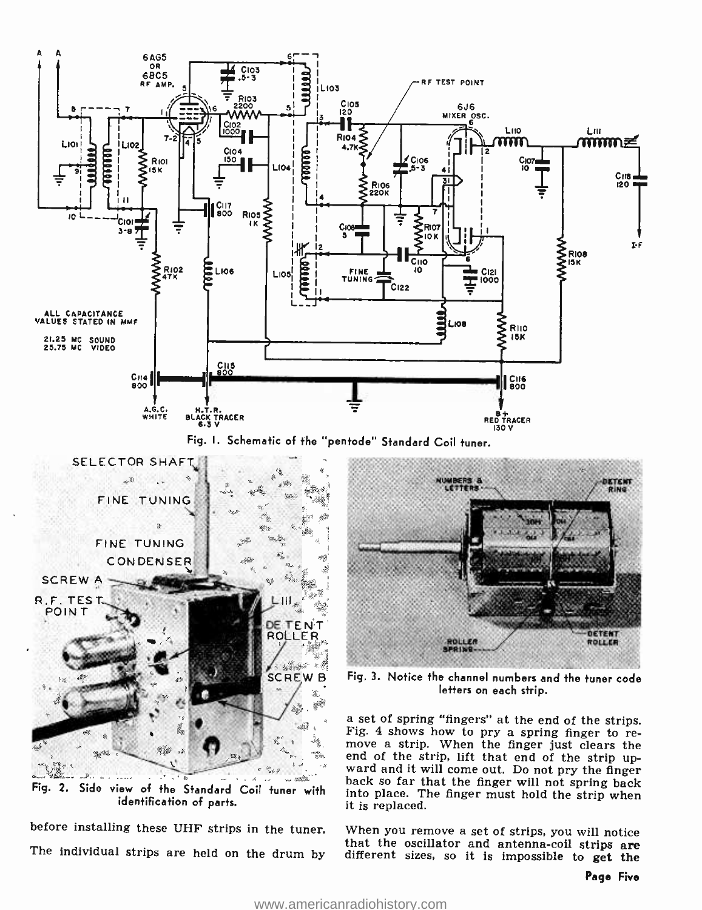Fig. 1. Schematic of the "pentode" Standard Coil tuner.

Fig. 2. Side view of the Standard Coil tuner with identification of parts.

Fig. 3. Notice the channel numbers and the tuner code letters on each strip.

before installing these UHF strips in the tuner.

The individual strips are held on the drum by a set of spring "fingers" at the end of the strips. Fig. 4 shows how to pry a spring finger to remove a strip. When the finger just clears the end of the strip, lift that end of the strip upward and it will come out. Do not pry the finger back so far that the finger will not spring back into place. The finger must hold the strip when it is replaced.

When you remove a set of strips, you will notice that the oscillator and antenna-coil strips are different sizes, so it is impossible to get the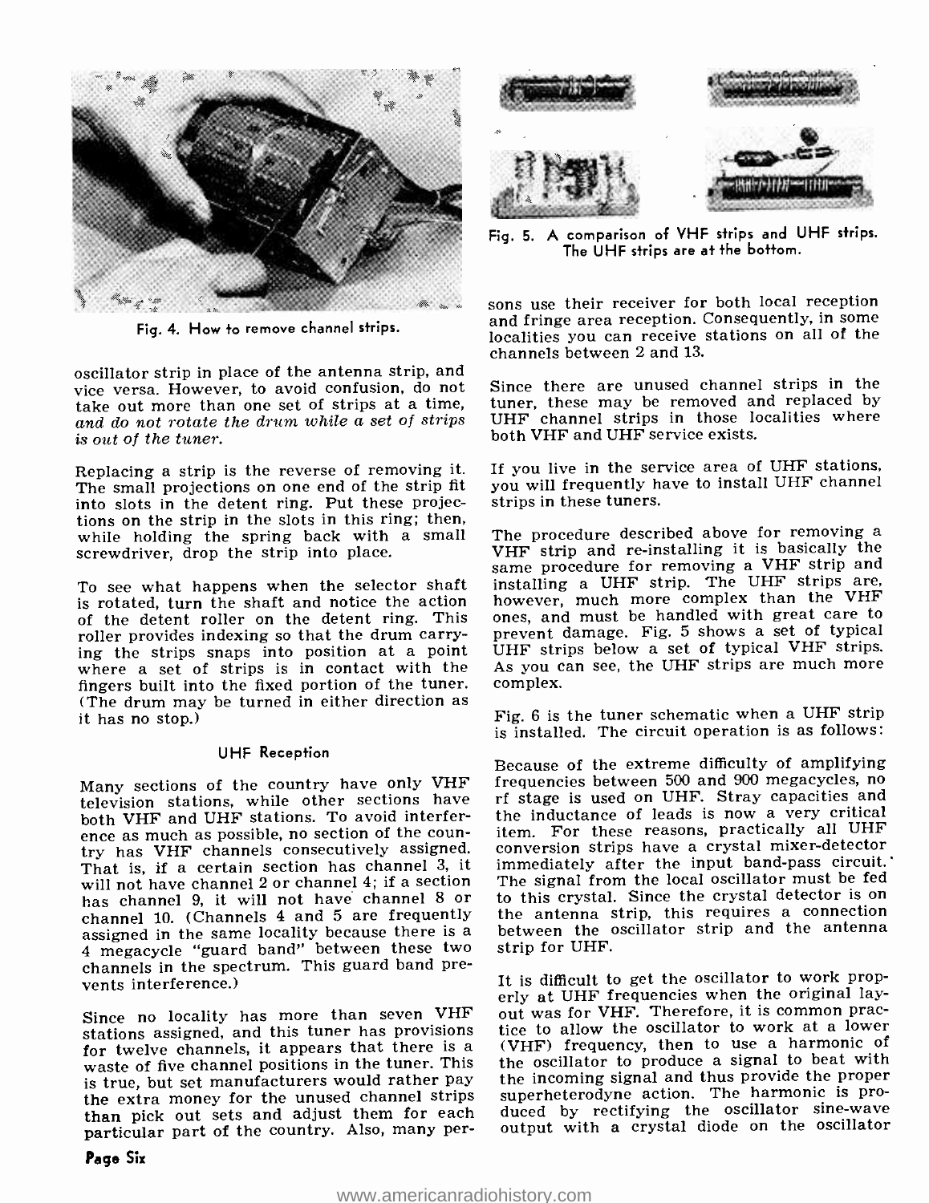Fig. 4. How to remove channel strips.

oscillator strip in place of the antenna strip, and vice versa. However, to avoid confusion, do not take out more than one set of strips at a time, *and do not rotate the drum while a set of strips is out of the tuner.*

Replacing a strip is the reverse of removing it. The small projections on one end of the strip fit into slots in the detent ring. Put these projections on the strip in the slots in this ring; then, while holding the spring back with a small screwdriver, drop the strip into place.

To see what happens when the selector shaft is rotated, turn the shaft and notice the action of the detent roller on the detent ring. This roller provides indexing so that the drum carrying the strips snaps into position at a point where a set of strips is in contact with the fingers built into the fixed portion of the tuner. (The drum may be turned in either direction as it has no stop.)

## UHF Reception

Many sections of the country have only VHF television stations, while other sections have both VHF and UHF stations. To avoid interference as much as possible, no section of the country has VHF channels consecutively assigned. That is, if a certain section has channel 3, it will not have channel 2 or channel 4; if a section has channel 9, it will not have channel 8 or channel 10. (Channels 4 and 5 are frequently assigned in the same locality because there is a 4 megacycle "guard band" between these two channels in the spectrum. This guard band prevents interference.)

Since no locality has more than seven VHF stations assigned, and this tuner has provisions for twelve channels, it appears that there is a waste of five channel positions in the tuner. This is true, but set manufacturers would rather pay the extra money for the unused channel strips than pick out sets and adjust them for each particular part of the country. Also, many persons use their receiver for both local reception and fringe area reception. Consequently, in some localities you can receive stations on all of the channels between 2 and 13.

Fig. 5. A comparison of VHF strips and UHF strips. The UHF strips are at the bottom.

Since there are unused channel strips in the tuner, these may be removed and replaced by UHF channel strips in those localities where both VHF and UHF service exists.

If you live in the service area of UHF stations, you will frequently have to install UHF channel strips in these tuners.

The procedure described above for removing a VHF strip and re-installing it is basically the same procedure for removing a VHF strip and installing a UHF strip. The UHF strips are, however, much more complex than the VHF ones, and must be handled with great care to prevent damage. Fig. 5 shows a set of typical UHF strips below a set of typical VHF strips. As you can see, the UHF strips are much more complex.

Fig. 6 is the tuner schematic when a UHF strip is installed. The circuit operation is as follows:

Because of the extreme difficulty of amplifying frequencies between 500 and 900 megacycles, no rf stage is used on UHF. Stray capacities and the inductance of leads is now a very critical item. For these reasons, practically all UHF conversion strips have a crystal mixer-detector immediately after the input band-pass circuit. The signal from the local oscillator must be fed to this crystal. Since the crystal detector is on the antenna strip, this requires a connection between the oscillator strip and the antenna strip for UHF.

It is difficult to get the oscillator to work properly at UHF frequencies when the original layout was for VHF. Therefore, it is common practice to allow the oscillator to work at a lower (VHF) frequency, then to use a harmonic of the oscillator to produce a signal to beat with the incoming signal and thus provide the proper superheterodyne action. The harmonic is produced by rectifying the oscillator sine-wave output with a crystal diode on the oscillator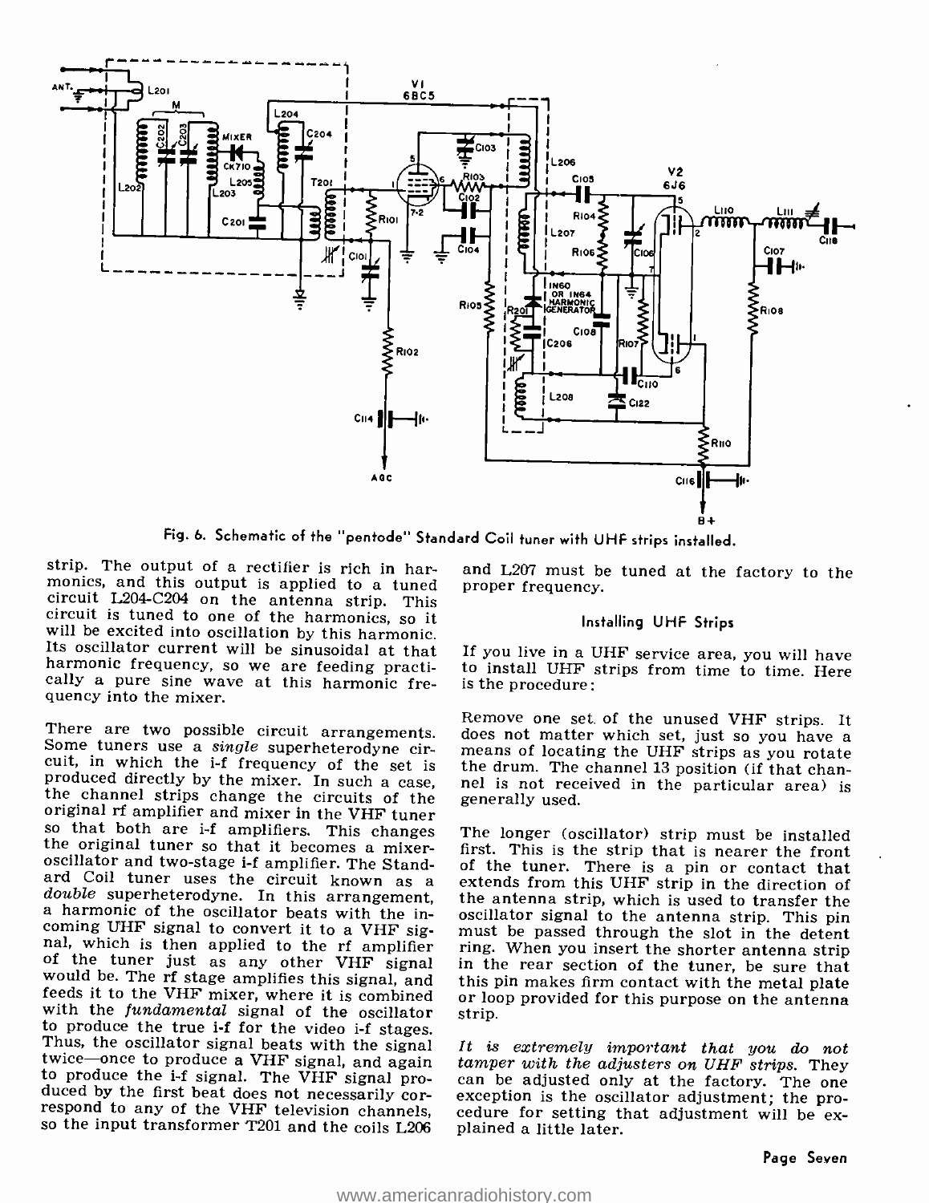Fig. 6. Schematic of the "pentode" Standard Coil tuner with UHF strips installed.

strip. The output of a rectifier is rich in harmonics, and this output is applied to a tuned circuit L204-C204 on the antenna strip. This circuit is tuned to one of the harmonics, so it will be excited into oscillation by this harmonic. Its oscillator current will be sinusoidal at that harmonic frequency, so we are feeding practically a pure sine wave at this harmonic frequency into the mixer.

There are two possible circuit arrangements. Some tuners use a *single* superheterodyne circuit, in which the i-f frequency of the set is produced directly by the mixer. In such a case, the channel strips change the circuits of the original rf amplifier and mixer in the VHF tuner so that both are i-f amplifiers. This changes the original tuner so that it becomes a mixer-oscillator and two-stage i-f amplifier. The Standard Coil tuner uses the circuit known as a *double* superheterodyne. In this arrangement, a harmonic of the oscillator beats with the incoming UHF signal to convert it to a VHF signal, which is then applied to the rf amplifier of the tuner just as any other VHF signal would be. The rf stage amplifies this signal, and feeds it to the VHF mixer, where it is combined with the *fundamental* signal of the oscillator to produce the true i-f for the video i-f stages. Thus, the oscillator signal beats with the signal twice—once to produce a VHF signal, and again to produce the i-f signal. The VHF signal produced by the first beat does not necessarily correspond to any of the VHF television channels, so the input transformer T201 and the coils L206 and L207 must be tuned at the factory to the proper frequency.

### Installing UHF Strips

If you live in a UHF service area, you will have to install UHF strips from time to time. Here is the procedure:

Remove one set of the unused VHF strips. It does not matter which set, just so you have a means of locating the UHF strips as you rotate the drum. The channel 13 position (if that channel is not received in the particular area) is generally used.

The longer (oscillator) strip must be installed first. This is the strip that is nearer the front of the tuner. There is a pin or contact that extends from this UHF strip in the direction of the antenna strip, which is used to transfer the oscillator signal to the antenna strip. This pin must be passed through the slot in the detent ring. When you insert the shorter antenna strip in the rear section of the tuner, be sure that this pin makes firm contact with the metal plate or loop provided for this purpose on the antenna strip.

*It is extremely important that you do not tamper with the adjusters on UHF strips.* They can be adjusted only at the factory. The one exception is the oscillator adjustment; the procedure for setting that adjustment will be explained a little later.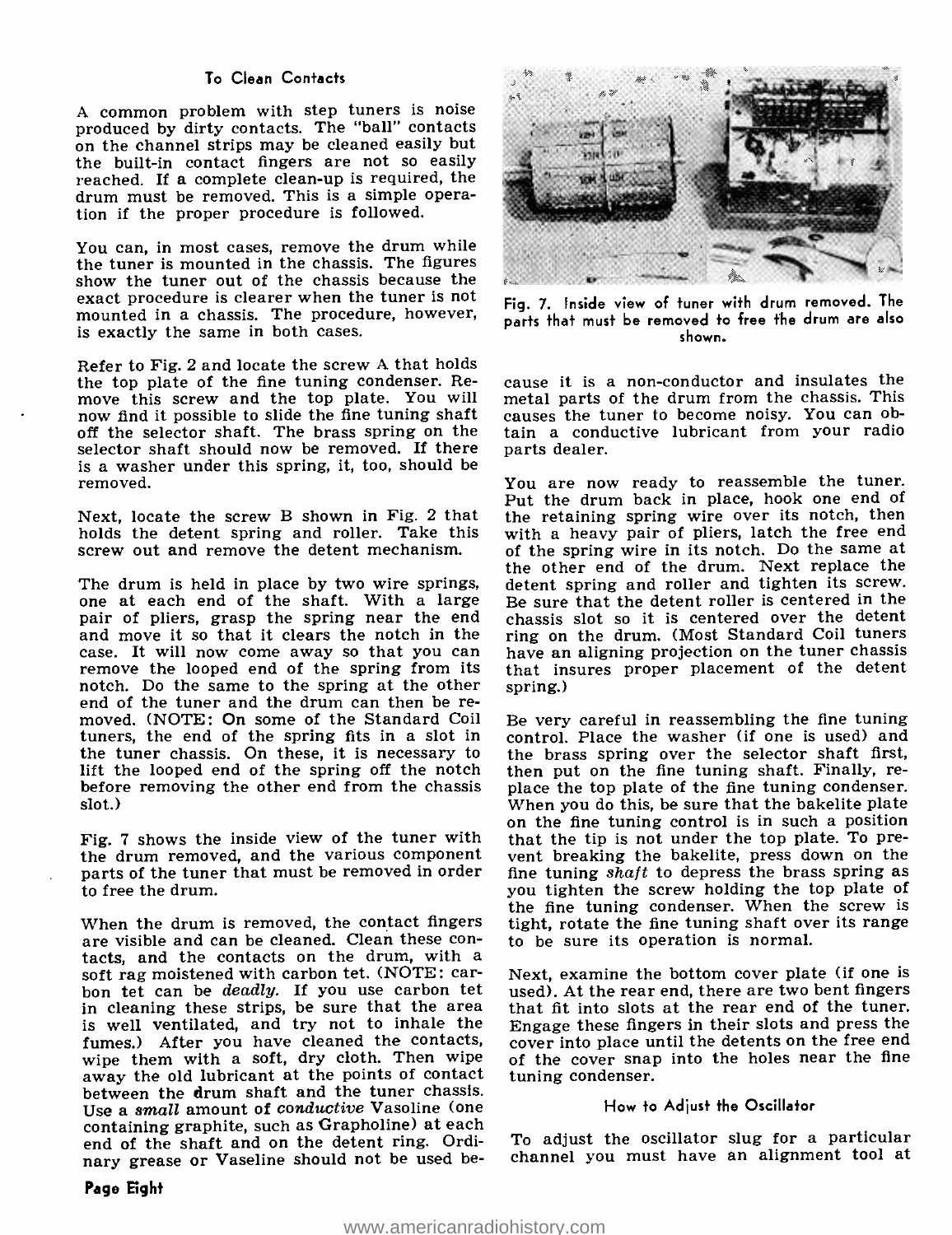### To Clean Contacts

A common problem with step tuners is noise produced by dirty contacts. The "ball" contacts on the channel strips may be cleaned easily but the built-in contact fingers are not so easily reached. If a complete clean-up is required, the drum must be removed. This is a simple operation if the proper procedure is followed.

You can, in most cases, remove the drum while the tuner is mounted in the chassis. The figures show the tuner out of the chassis because the exact procedure is clearer when the tuner is not mounted in a chassis. The procedure, however, is exactly the same in both cases.

Refer to Fig. 2 and locate the screw A that holds the top plate of the fine tuning condenser. Remove this screw and the top plate. You will now find it possible to slide the fine tuning shaft off the selector shaft. The brass spring on the selector shaft should now be removed. If there is a washer under this spring, it, too, should be removed.

Next, locate the screw B shown in Fig. 2 that holds the detent spring and roller. Take this screw out and remove the detent mechanism.

The drum is held in place by two wire springs, one at each end of the shaft. With a large pair of pliers, grasp the spring near the end and move it so that it clears the notch in the case. It will now come away so that you can remove the looped end of the spring from its notch. Do the same to the spring at the other end of the tuner and the drum can then be removed. (NOTE: On some of the Standard Coil tuners, the end of the spring fits in a slot in the tuner chassis. On these, it is necessary to lift the looped end of the spring off the notch before removing the other end from the chassis slot.)

Fig. 7 shows the inside view of the tuner with the drum removed, and the various component parts of the tuner that must be removed in order to free the drum.

When the drum is removed, the contact fingers are visible and can be cleaned. Clean these contacts, and the contacts on the drum, with a soft rag moistened with carbon tet. (NOTE: carbon tet can be *deadly*. If you use carbon tet in cleaning these strips, be sure that the area is well ventilated, and try not to inhale the fumes.) After you have cleaned the contacts, wipe them with a soft, dry cloth. Then wipe away the old lubricant at the points of contact between the drum shaft and the tuner chassis. Use a *small* amount of *conductive* Vasoline (one containing graphite, such as Grapholine) at each end of the shaft and on the detent ring. Ordinary grease or Vaseline should not be used because it is a non-conductor and insulates the metal parts of the drum from the chassis. This causes the tuner to become noisy. You can obtain a conductive lubricant from your radio parts dealer.

Fig. 7. Inside view of tuner with drum removed. The parts that must be removed to free the drum are also shown.

You are now ready to reassemble the tuner. Put the drum back in place, hook one end of the retaining spring wire over its notch, then with a heavy pair of pliers, latch the free end of the spring wire in its notch. Do the same at the other end of the drum. Next replace the detent spring and roller and tighten its screw. Be sure that the detent roller is centered in the chassis slot so it is centered over the detent ring on the drum. (Most Standard Coil tuners have an aligning projection on the tuner chassis that insures proper placement of the detent spring.)

Be very careful in reassembling the fine tuning control. Place the washer (if one is used) and the brass spring over the selector shaft first, then put on the fine tuning shaft. Finally, replace the top plate of the fine tuning condenser. When you do this, be sure that the bakelite plate on the fine tuning control is in such a position that the tip is not under the top plate. To prevent breaking the bakelite, press down on the fine tuning *shaft* to depress the brass spring as you tighten the screw holding the top plate of the fine tuning condenser. When the screw is tight, rotate the fine tuning shaft over its range to be sure its operation is normal.

Next, examine the bottom cover plate (if one is used). At the rear end, there are two bent fingers that fit into slots at the rear end of the tuner. Engage these fingers in their slots and press the cover into place until the detents on the free end of the cover snap into the holes near the fine tuning condenser.

### How to Adjust the Oscillator

To adjust the oscillator slug for a particular channel you must have an alignment tool at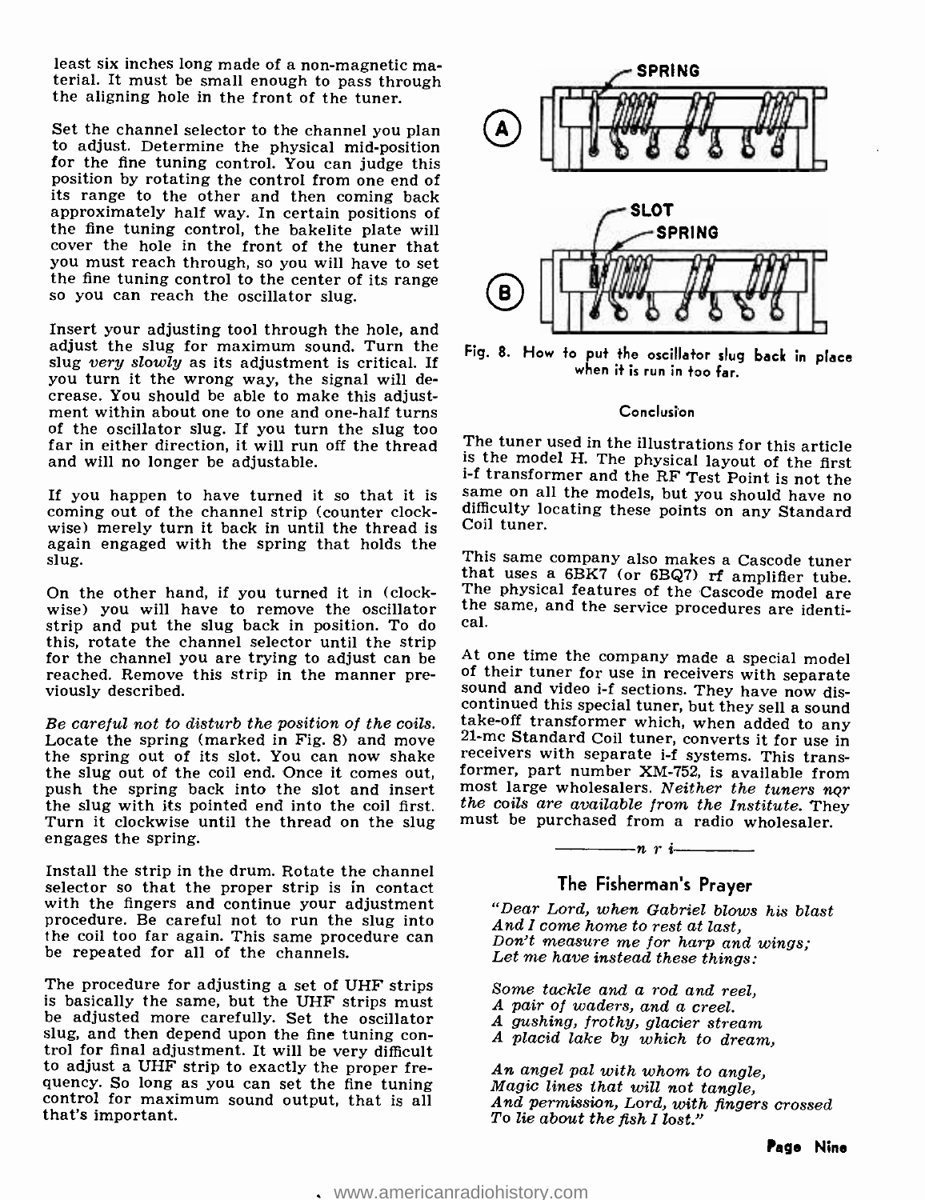least six inches long made of a non-magnetic material. It must be small enough to pass through the aligning hole in the front of the tuner.

Set the channel selector to the channel you plan to adjust. Determine the physical mid-position for the fine tuning control. You can judge this position by rotating the control from one end of its range to the other and then coming back approximately half way. In certain positions of the fine tuning control, the bakelite plate will cover the hole in the front of the tuner that you must reach through, so you will have to set the fine tuning control to the center of its range so you can reach the oscillator slug.

Insert your adjusting tool through the hole, and adjust the slug for maximum sound. Turn the slug *very slowly* as its adjustment is critical. If you turn it the wrong way, the signal will decrease. You should be able to make this adjustment within about one to one and one-half turns of the oscillator slug. If you turn the slug too far in either direction, it will run off the thread and will no longer be adjustable.

If you happen to have turned it so that it is coming out of the channel strip (counter clockwise) merely turn it back in until the thread is again engaged with the spring that holds the slug.

On the other hand, if you turned it in (clockwise) you will have to remove the oscillator strip and put the slug back in position. To do this, rotate the channel selector until the strip for the channel you are trying to adjust can be reached. Remove this strip in the manner previously described.

*Be careful not to disturb the position of the coils.* Locate the spring (marked in Fig. 8) and move the spring out of its slot. You can now shake the slug out of the coil end. Once it comes out, push the spring back into the slot and insert the slug with its pointed end into the coil first. Turn it clockwise until the thread on the slug engages the spring.

Install the strip in the drum. Rotate the channel selector so that the proper strip is in contact with the fingers and continue your adjustment procedure. Be careful not to run the slug into the coil too far again. This same procedure can be repeated for all of the channels.

The procedure for adjusting a set of UHF strips is basically the same, but the UHF strips must be adjusted more carefully. Set the oscillator slug, and then depend upon the fine tuning control for final adjustment. It will be very difficult to adjust a UHF strip to exactly the proper frequency. So long as you can set the fine tuning control for maximum sound output, that is all that's important.

Fig. 8. How to put the oscillator slug back in place when it is run in too far.

### Conclusion

The tuner used in the illustrations for this article is the model H. The physical layout of the first i-f transformer and the RF Test Point is not the same on all the models, but you should have no difficulty locating these points on any Standard Coil tuner.

This same company also makes a Cascode tuner that uses a 6BK7 (or 6BQ7) rf amplifier tube. The physical features of the Cascode model are the same, and the service procedures are identical.

At one time the company made a special model of their tuner for use in receivers with separate sound and video i-f sections. They have now discontinued this special tuner, but they sell a sound take-off transformer which, when added to any 21-mc Standard Coil tuner, converts it for use in receivers with separate i-f systems. This transformer, part number XM-752, is available from most large wholesalers. *Neither the tuners nor the coils are available from the Institute.* They must be purchased from a radio wholesaler.

———n r i———

## The Fisherman's Prayer

*"Dear Lord, when Gabriel blows his blast*
*And I come home to rest at last,*
*Don't measure me for harp and wings;*
*Let me have instead these things:*

*Some tackle and a rod and reel,*
*A pair of waders, and a creel.*
*A gushing, frothy, glacier stream*
*A placid lake by which to dream,*

*An angel pal with whom to angle,*
*Magic lines that will not tangle,*
*And permission, Lord, with fingers crossed*
*To lie about the fish I lost."*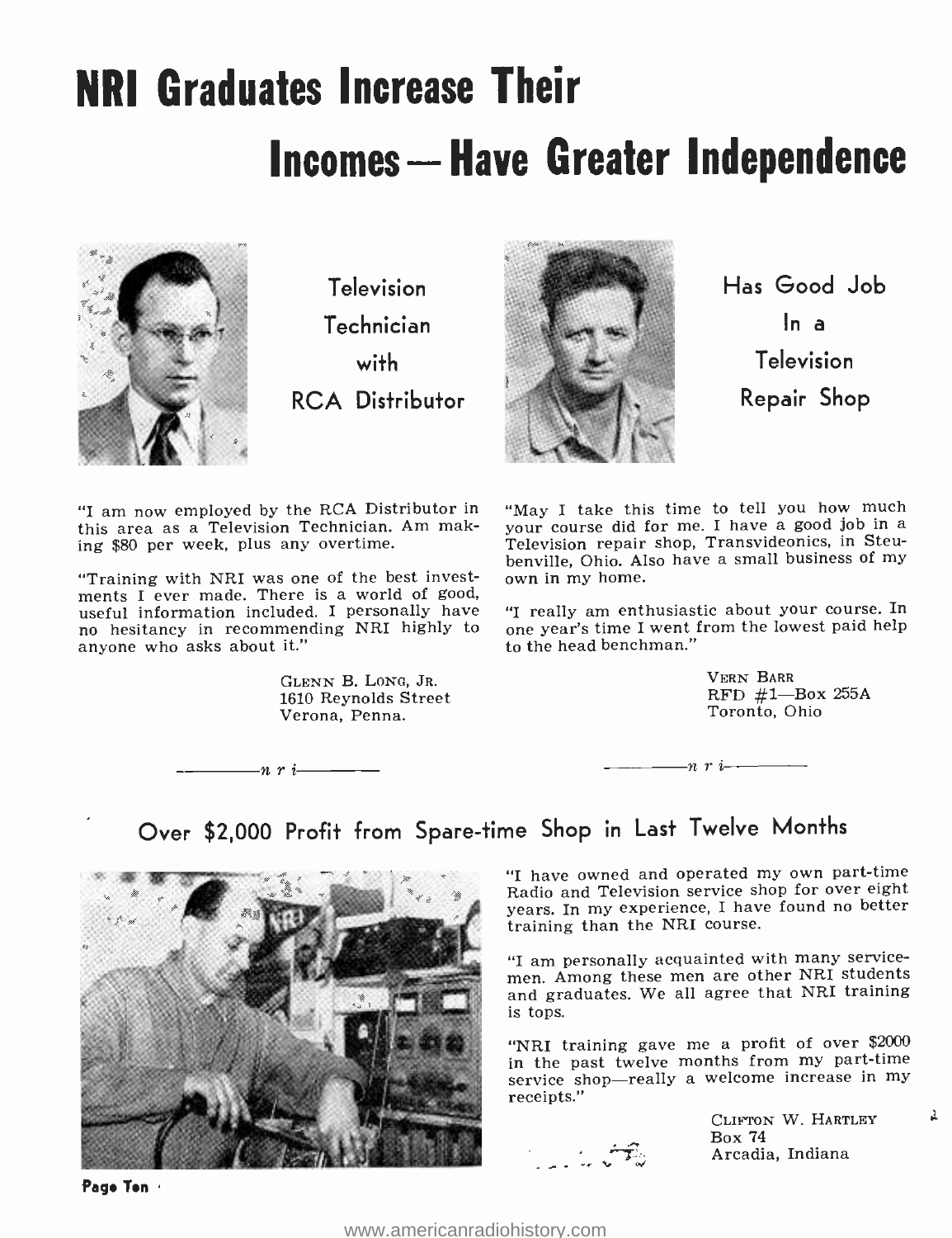# NRI Graduates Increase Their Incomes — Have Greater Independence

## Television Technician with RCA Distributor

"I am now employed by the RCA Distributor in this area as a Television Technician. Am making $80 per week, plus any overtime.

"Training with NRI was one of the best investments I ever made. There is a world of good, useful information included. I personally have no hesitancy in recommending NRI highly to anyone who asks about it."

GLENN B. LONG, JR.
1610 Reynolds Street
Verona, Penna.

—— n r i ——

## Has Good Job In a Television Repair Shop

"May I take this time to tell you how much your course did for me. I have a good job in a Television repair shop, Transvideonics, in Steubenville, Ohio. Also have a small business of my own in my home.

"I really am enthusiastic about your course. In one year's time I went from the lowest paid help to the head benchman."

VERN BARR
RFD #1—Box 255A
Toronto, Ohio

—— n r i ——

## Over $2,000 Profit from Spare-time Shop in Last Twelve Months

"I have owned and operated my own part-time Radio and Television service shop for over eight years. In my experience, I have found no better training than the NRI course.

"I am personally acquainted with many servicemen. Among these men are other NRI students and graduates. We all agree that NRI training is tops.

"NRI training gave me a profit of over $2000 in the past twelve months from my part-time service shop—really a welcome increase in my receipts."

CLIFTON W. HARTLEY
Box 74
Arcadia, Indiana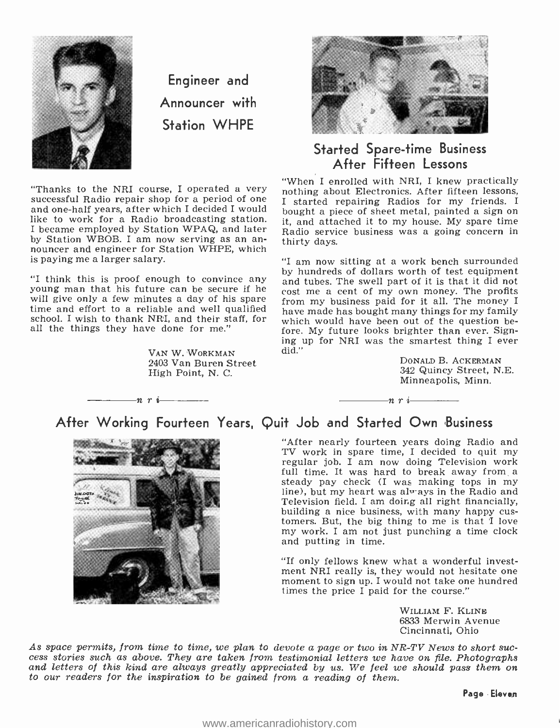## Engineer and Announcer with Station WHPE

"Thanks to the NRI course, I operated a very successful Radio repair shop for a period of one and one-half years, after which I decided I would like to work for a Radio broadcasting station. I became employed by Station WPAQ, and later by Station WBOB. I am now serving as an announcer and engineer for Station WHPE, which is paying me a larger salary.

"I think this is proof enough to convince any young man that his future can be secure if he will give only a few minutes a day of his spare time and effort to a reliable and well qualified school. I wish to thank NRI, and their staff, for all the things they have done for me."

VAN W. WORKMAN
2403 Van Buren Street
High Point, N. C.

## Started Spare-time Business After Fifteen Lessons

"When I enrolled with NRI, I knew practically nothing about Electronics. After fifteen lessons, I started repairing Radios for my friends. I bought a piece of sheet metal, painted a sign on it, and attached it to my house. My spare time Radio service business was a going concern in thirty days.

"I am now sitting at a work bench surrounded by hundreds of dollars worth of test equipment and tubes. The swell part of it is that it did not cost me a cent of my own money. The profits from my business paid for it all. The money I have made has bought many things for my family which would have been out of the question before. My future looks brighter than ever. Signing up for NRI was the smartest thing I ever did."

DONALD B. ACKERMAN
342 Quincy Street, N.E.
Minneapolis, Minn.

*n r i*

## After Working Fourteen Years, Quit Job and Started Own Business

"After nearly fourteen years doing Radio and TV work in spare time, I decided to quit my regular job. I am now doing Television work full time. It was hard to break away from a steady pay check (I was making tops in my line), but my heart was always in the Radio and Television field. I am doing all right financially, building a nice business, with many happy customers. But, the big thing to me is that I love my work. I am not just punching a time clock and putting in time.

"If only fellows knew what a wonderful investment NRI really is, they would not hesitate one moment to sign up. I would not take one hundred times the price I paid for the course."

WILLIAM F. KLINE
6833 Merwin Avenue
Cincinnati, Ohio

*As space permits, from time to time, we plan to devote a page or two in NR-TV News to short success stories such as above. They are taken from testimonial letters we have on file. Photographs and letters of this kind are always greatly appreciated by us. We feel we should pass them on to our readers for the inspiration to be gained from a reading of them.*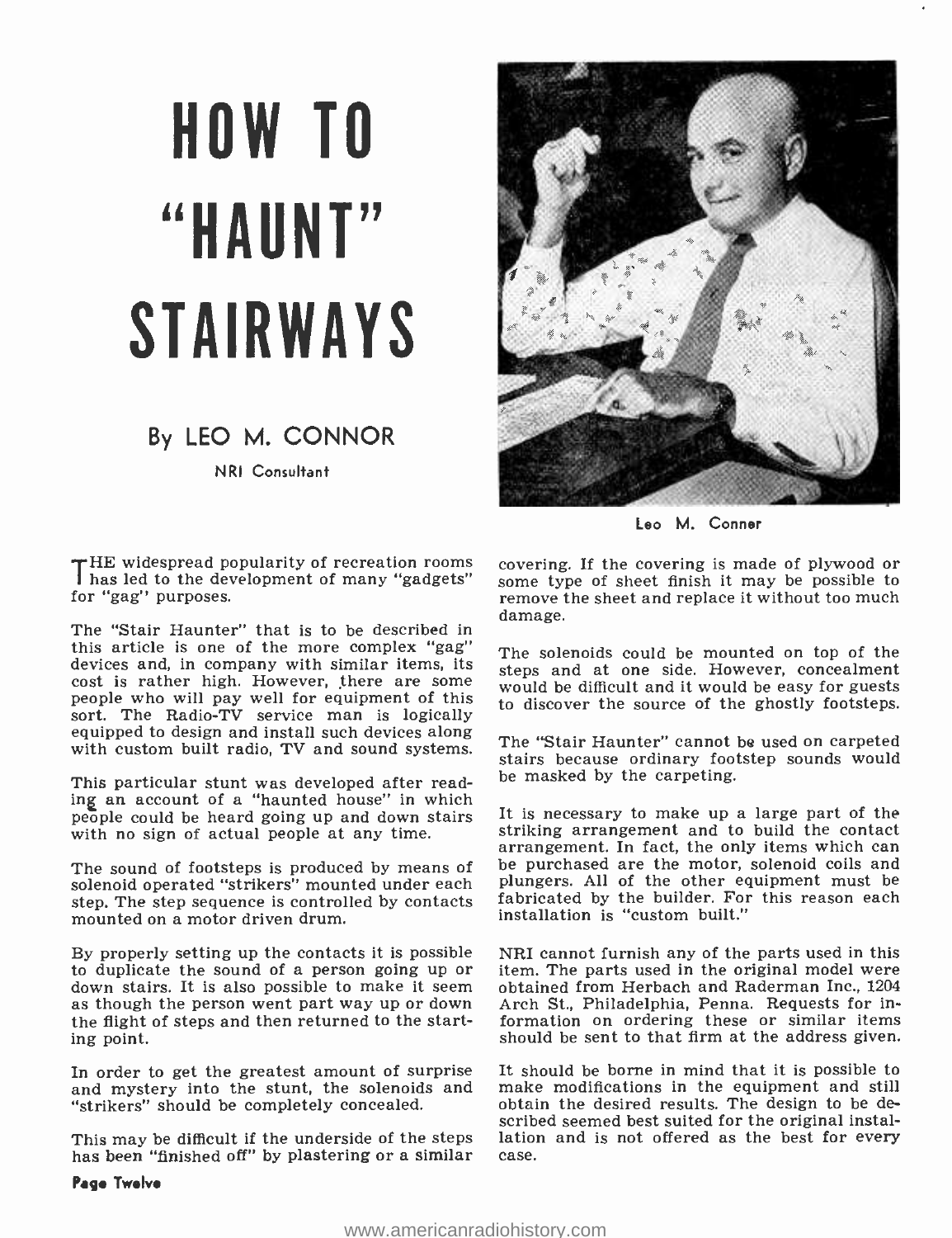# HOW TO "HAUNT" STAIRWAYS

## By LEO M. CONNOR

NRI Consultant

Leo M. Conner

THE widespread popularity of recreation rooms has led to the development of many "gadgets" for "gag" purposes.

The "Stair Haunter" that is to be described in this article is one of the more complex "gag" devices and, in company with similar items, its cost is rather high. However, there are some people who will pay well for equipment of this sort. The Radio-TV service man is logically equipped to design and install such devices along with custom built radio, TV and sound systems.

This particular stunt was developed after reading an account of a "haunted house" in which people could be heard going up and down stairs with no sign of actual people at any time.

The sound of footsteps is produced by means of solenoid operated "strikers" mounted under each step. The step sequence is controlled by contacts mounted on a motor driven drum.

By properly setting up the contacts it is possible to duplicate the sound of a person going up or down stairs. It is also possible to make it seem as though the person went part way up or down the flight of steps and then returned to the starting point.

In order to get the greatest amount of surprise and mystery into the stunt, the solenoids and "strikers" should be completely concealed.

This may be difficult if the underside of the steps has been "finished off" by plastering or a similar covering. If the covering is made of plywood or some type of sheet finish it may be possible to remove the sheet and replace it without too much damage.

The solenoids could be mounted on top of the steps and at one side. However, concealment would be difficult and it would be easy for guests to discover the source of the ghostly footsteps.

The "Stair Haunter" cannot be used on carpeted stairs because ordinary footstep sounds would be masked by the carpeting.

It is necessary to make up a large part of the striking arrangement and to build the contact arrangement. In fact, the only items which can be purchased are the motor, solenoid coils and plungers. All of the other equipment must be fabricated by the builder. For this reason each installation is "custom built."

NRI cannot furnish any of the parts used in this item. The parts used in the original model were obtained from Herbach and Raderman Inc., 1204 Arch St., Philadelphia, Penna. Requests for information on ordering these or similar items should be sent to that firm at the address given.

It should be borne in mind that it is possible to make modifications in the equipment and still obtain the desired results. The design to be described seemed best suited for the original installation and is not offered as the best for every case.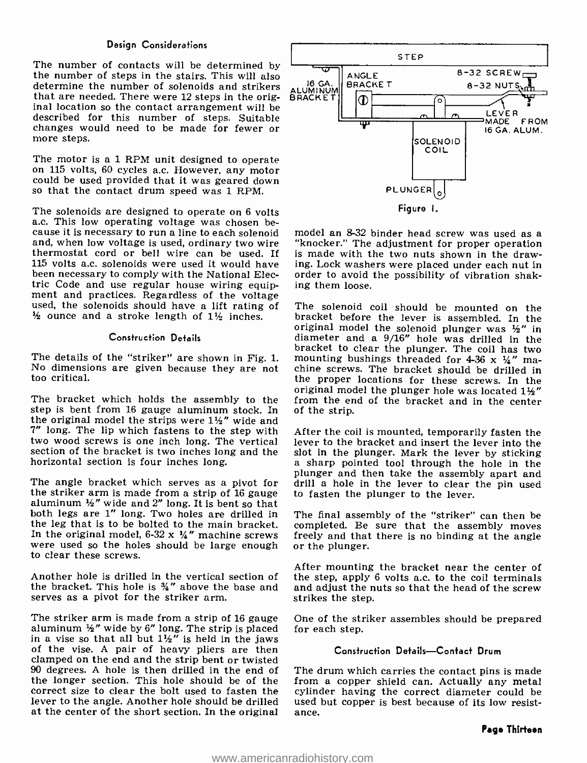### Design Considerations

The number of contacts will be determined by the number of steps in the stairs. This will also determine the number of solenoids and strikers that are needed. There were 12 steps in the original location so the contact arrangement will be described for this number of steps. Suitable changes would need to be made for fewer or more steps.

The motor is a 1 RPM unit designed to operate on 115 volts, 60 cycles a.c. However, any motor could be used provided that it was geared down so that the contact drum speed was 1 RPM.

The solenoids are designed to operate on 6 volts a.c. This low operating voltage was chosen because it is necessary to run a line to each solenoid and, when low voltage is used, ordinary two wire thermostat cord or bell wire can be used. If 115 volts a.c. solenoids were used it would have been necessary to comply with the National Electric Code and use regular house wiring equipment and practices. Regardless of the voltage used, the solenoids should have a lift rating of ½ ounce and a stroke length of 1½ inches.

### Construction Details

The details of the "striker" are shown in Fig. 1. No dimensions are given because they are not too critical.

The bracket which holds the assembly to the step is bent from 16 gauge aluminum stock. In the original model the strips were 1½" wide and 7" long. The lip which fastens to the step with two wood screws is one inch long. The vertical section of the bracket is two inches long and the horizontal section is four inches long.

The angle bracket which serves as a pivot for the striker arm is made from a strip of 16 gauge aluminum ½" wide and 2" long. It is bent so that both legs are 1" long. Two holes are drilled in the leg that is to be bolted to the main bracket. In the original model, 6-32 x ¼" machine screws were used so the holes should be large enough to clear these screws.

Another hole is drilled in the vertical section of the bracket. This hole is ¾" above the base and serves as a pivot for the striker arm.

The striker arm is made from a strip of 16 gauge aluminum ½" wide by 6" long. The strip is placed in a vise so that all but 1½" is held in the jaws of the vise. A pair of heavy pliers are then clamped on the end and the strip bent or twisted 90 degrees. A hole is then drilled in the end of the longer section. This hole should be of the correct size to clear the bolt used to fasten the lever to the angle. Another hole should be drilled at the center of the short section. In the original model an 8-32 binder head screw was used as a "knocker." The adjustment for proper operation is made with the two nuts shown in the drawing. Lock washers were placed under each nut in order to avoid the possibility of vibration shaking them loose.

STEP — 16 GA. ALUMINUM BRACKET — ANGLE BRACKET — 8-32 SCREW — 8-32 NUTS — LEVER MADE FROM 16 GA. ALUM. — SOLENOID COIL — PLUNGER

Figure 1.

The solenoid coil should be mounted on the bracket before the lever is assembled. In the original model the solenoid plunger was ½" in diameter and a 9/16" hole was drilled in the bracket to clear the plunger. The coil has two mounting bushings threaded for 4-36 x ¼" machine screws. The bracket should be drilled in the proper locations for these screws. In the original model the plunger hole was located 1½" from the end of the bracket and in the center of the strip.

After the coil is mounted, temporarily fasten the lever to the bracket and insert the lever into the slot in the plunger. Mark the lever by sticking a sharp pointed tool through the hole in the plunger and then take the assembly apart and drill a hole in the lever to clear the pin used to fasten the plunger to the lever.

The final assembly of the "striker" can then be completed. Be sure that the assembly moves freely and that there is no binding at the angle or the plunger.

After mounting the bracket near the center of the step, apply 6 volts a.c. to the coil terminals and adjust the nuts so that the head of the screw strikes the step.

One of the striker assembles should be prepared for each step.

### Construction Details—Contact Drum

The drum which carries the contact pins is made from a copper shield can. Actually any metal cylinder having the correct diameter could be used but copper is best because of its low resistance.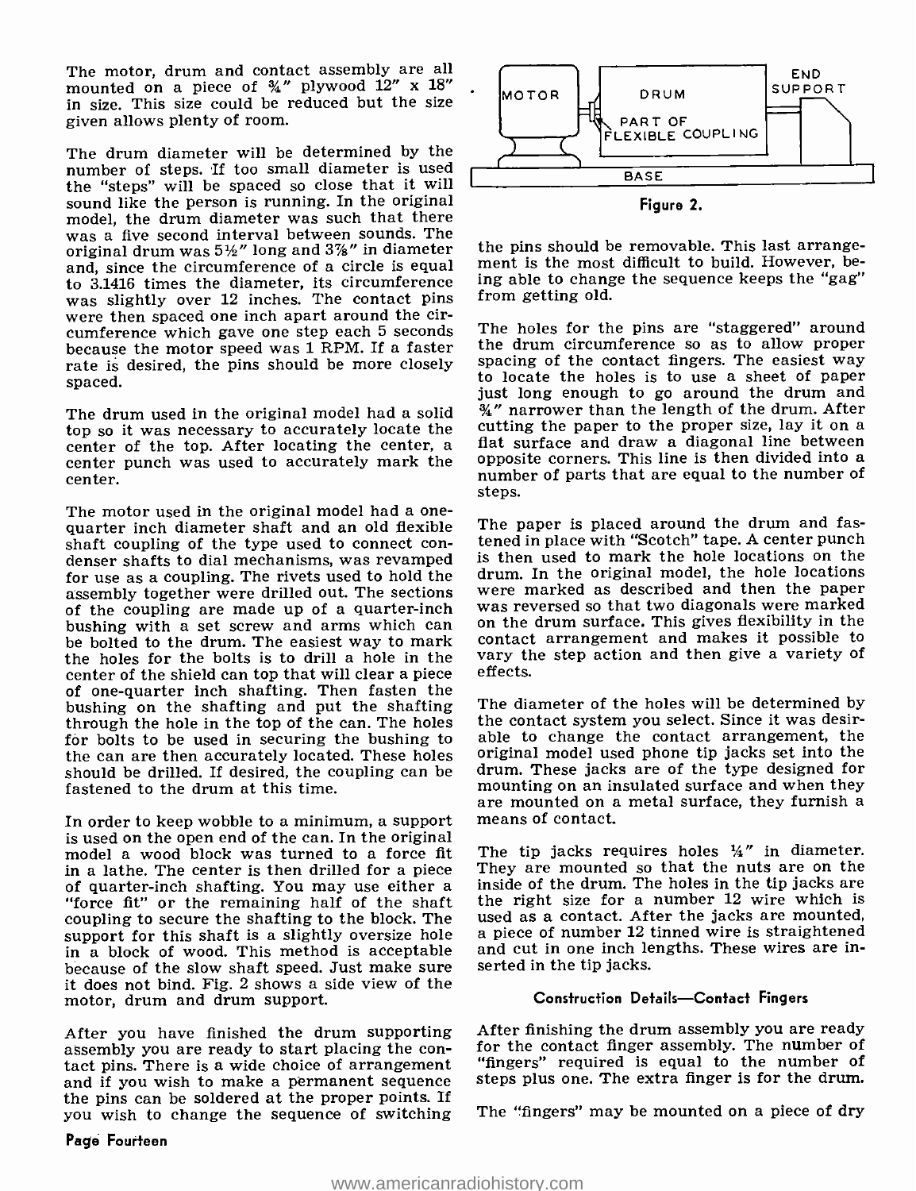The motor, drum and contact assembly are all mounted on a piece of ¾" plywood 12" x 18" in size. This size could be reduced but the size given allows plenty of room.

The drum diameter will be determined by the number of steps. If too small diameter is used the "steps" will be spaced so close that it will sound like the person is running. In the original model, the drum diameter was such that there was a five second interval between sounds. The original drum was 5½" long and 3⅞" in diameter and, since the circumference of a circle is equal to 3.1416 times the diameter, its circumference was slightly over 12 inches. The contact pins were then spaced one inch apart around the circumference which gave one step each 5 seconds because the motor speed was 1 RPM. If a faster rate is desired, the pins should be more closely spaced.

The drum used in the original model had a solid top so it was necessary to accurately locate the center of the top. After locating the center, a center punch was used to accurately mark the center.

The motor used in the original model had a one-quarter inch diameter shaft and an old flexible shaft coupling of the type used to connect condenser shafts to dial mechanisms, was revamped for use as a coupling. The rivets used to hold the assembly together were drilled out. The sections of the coupling are made up of a quarter-inch bushing with a set screw and arms which can be bolted to the drum. The easiest way to mark the holes for the bolts is to drill a hole in the center of the shield can top that will clear a piece of one-quarter inch shafting. Then fasten the bushing on the shafting and put the shafting through the hole in the top of the can. The holes for bolts to be used in securing the bushing to the can are then accurately located. These holes should be drilled. If desired, the coupling can be fastened to the drum at this time.

In order to keep wobble to a minimum, a support is used on the open end of the can. In the original model a wood block was turned to a force fit in a lathe. The center is then drilled for a piece of quarter-inch shafting. You may use either a "force fit" or the remaining half of the shaft coupling to secure the shafting to the block. The support for this shaft is a slightly oversize hole in a block of wood. This method is acceptable because of the slow shaft speed. Just make sure it does not bind. Fig. 2 shows a side view of the motor, drum and drum support.

After you have finished the drum supporting assembly you are ready to start placing the contact pins. There is a wide choice of arrangement and if you wish to make a permanent sequence the pins can be soldered at the proper points. If you wish to change the sequence of switching the pins should be removable. This last arrangement is the most difficult to build. However, being able to change the sequence keeps the "gag" from getting old.

MOTOR — DRUM — END SUPPORT — PART OF FLEXIBLE COUPLING — BASE

Figure 2.

The holes for the pins are "staggered" around the drum circumference so as to allow proper spacing of the contact fingers. The easiest way to locate the holes is to use a sheet of paper just long enough to go around the drum and ¾" narrower than the length of the drum. After cutting the paper to the proper size, lay it on a flat surface and draw a diagonal line between opposite corners. This line is then divided into a number of parts that are equal to the number of steps.

The paper is placed around the drum and fastened in place with "Scotch" tape. A center punch is then used to mark the hole locations on the drum. In the original model, the hole locations were marked as described and then the paper was reversed so that two diagonals were marked on the drum surface. This gives flexibility in the contact arrangement and makes it possible to vary the step action and then give a variety of effects.

The diameter of the holes will be determined by the contact system you select. Since it was desirable to change the contact arrangement, the original model used phone tip jacks set into the drum. These jacks are of the type designed for mounting on an insulated surface and when they are mounted on a metal surface, they furnish a means of contact.

The tip jacks requires holes ¼" in diameter. They are mounted so that the nuts are on the inside of the drum. The holes in the tip jacks are the right size for a number 12 wire which is used as a contact. After the jacks are mounted, a piece of number 12 tinned wire is straightened and cut in one inch lengths. These wires are inserted in the tip jacks.

### Construction Details—Contact Fingers

After finishing the drum assembly you are ready for the contact finger assembly. The number of "fingers" required is equal to the number of steps plus one. The extra finger is for the drum.

The "fingers" may be mounted on a piece of dry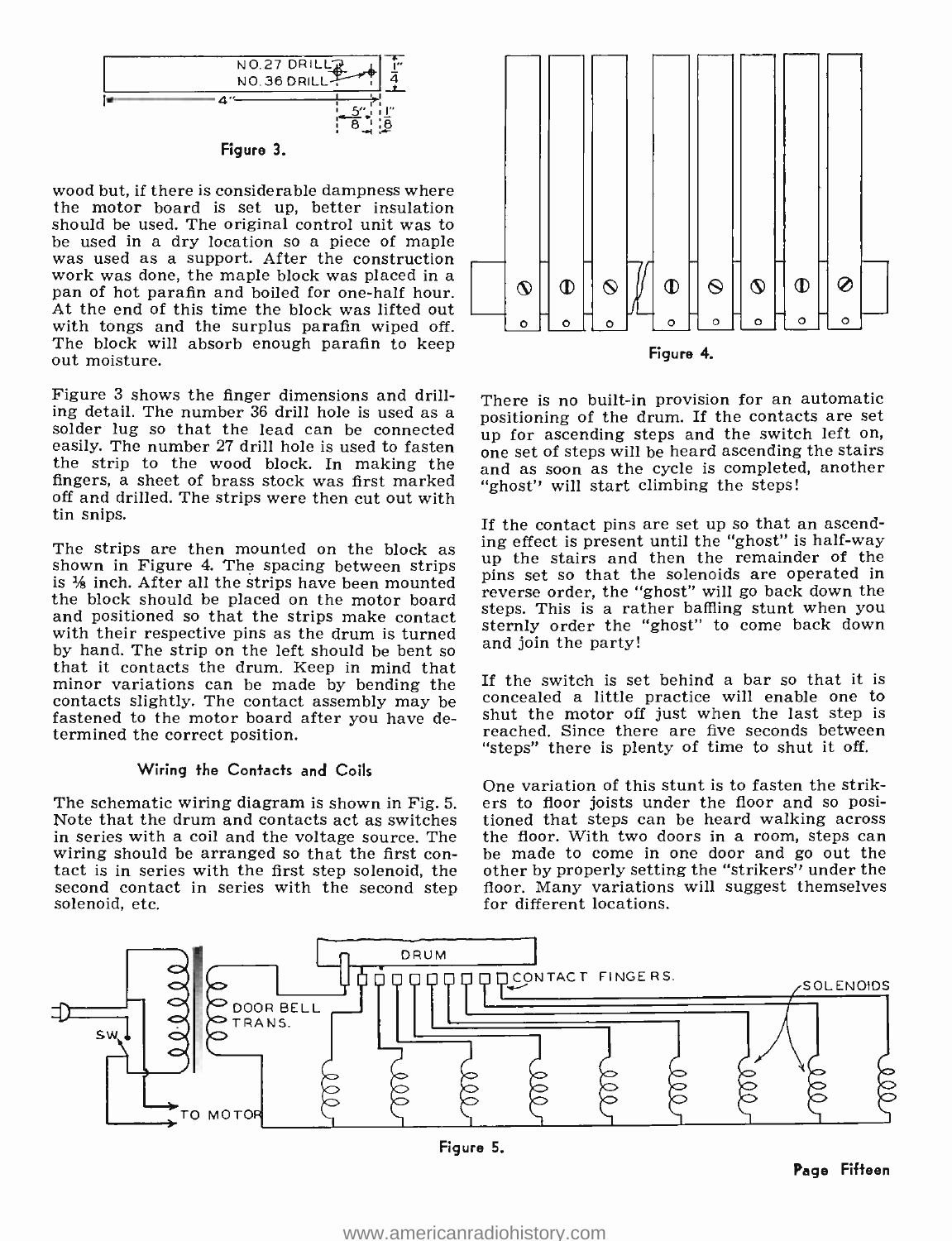Figure 3.

wood but, if there is considerable dampness where the motor board is set up, better insulation should be used. The original control unit was to be used in a dry location so a piece of maple was used as a support. After the construction work was done, the maple block was placed in a pan of hot parafin and boiled for one-half hour. At the end of this time the block was lifted out with tongs and the surplus parafin wiped off. The block will absorb enough parafin to keep out moisture.

Figure 3 shows the finger dimensions and drilling detail. The number 36 drill hole is used as a solder lug so that the lead can be connected easily. The number 27 drill hole is used to fasten the strip to the wood block. In making the fingers, a sheet of brass stock was first marked off and drilled. The strips were then cut out with tin snips.

The strips are then mounted on the block as shown in Figure 4. The spacing between strips is ⅛ inch. After all the strips have been mounted the block should be placed on the motor board and positioned so that the strips make contact with their respective pins as the drum is turned by hand. The strip on the left should be bent so that it contacts the drum. Keep in mind that minor variations can be made by bending the contacts slightly. The contact assembly may be fastened to the motor board after you have determined the correct position.

### Wiring the Contacts and Coils

The schematic wiring diagram is shown in Fig. 5. Note that the drum and contacts act as switches in series with a coil and the voltage source. The wiring should be arranged so that the first contact is in series with the first step solenoid, the second contact in series with the second step solenoid, etc.

Figure 4.

There is no built-in provision for an automatic positioning of the drum. If the contacts are set up for ascending steps and the switch left on, one set of steps will be heard ascending the stairs and as soon as the cycle is completed, another "ghost" will start climbing the steps!

If the contact pins are set up so that an ascending effect is present until the "ghost" is half-way up the stairs and then the remainder of the pins set so that the solenoids are operated in reverse order, the "ghost" will go back down the steps. This is a rather baffling stunt when you sternly order the "ghost" to come back down and join the party!

If the switch is set behind a bar so that it is concealed a little practice will enable one to shut the motor off just when the last step is reached. Since there are five seconds between "steps" there is plenty of time to shut it off.

One variation of this stunt is to fasten the strikers to floor joists under the floor and so positioned that steps can be heard walking across the floor. With two doors in a room, steps can be made to come in one door and go out the other by properly setting the "strikers" under the floor. Many variations will suggest themselves for different locations.

Figure 5.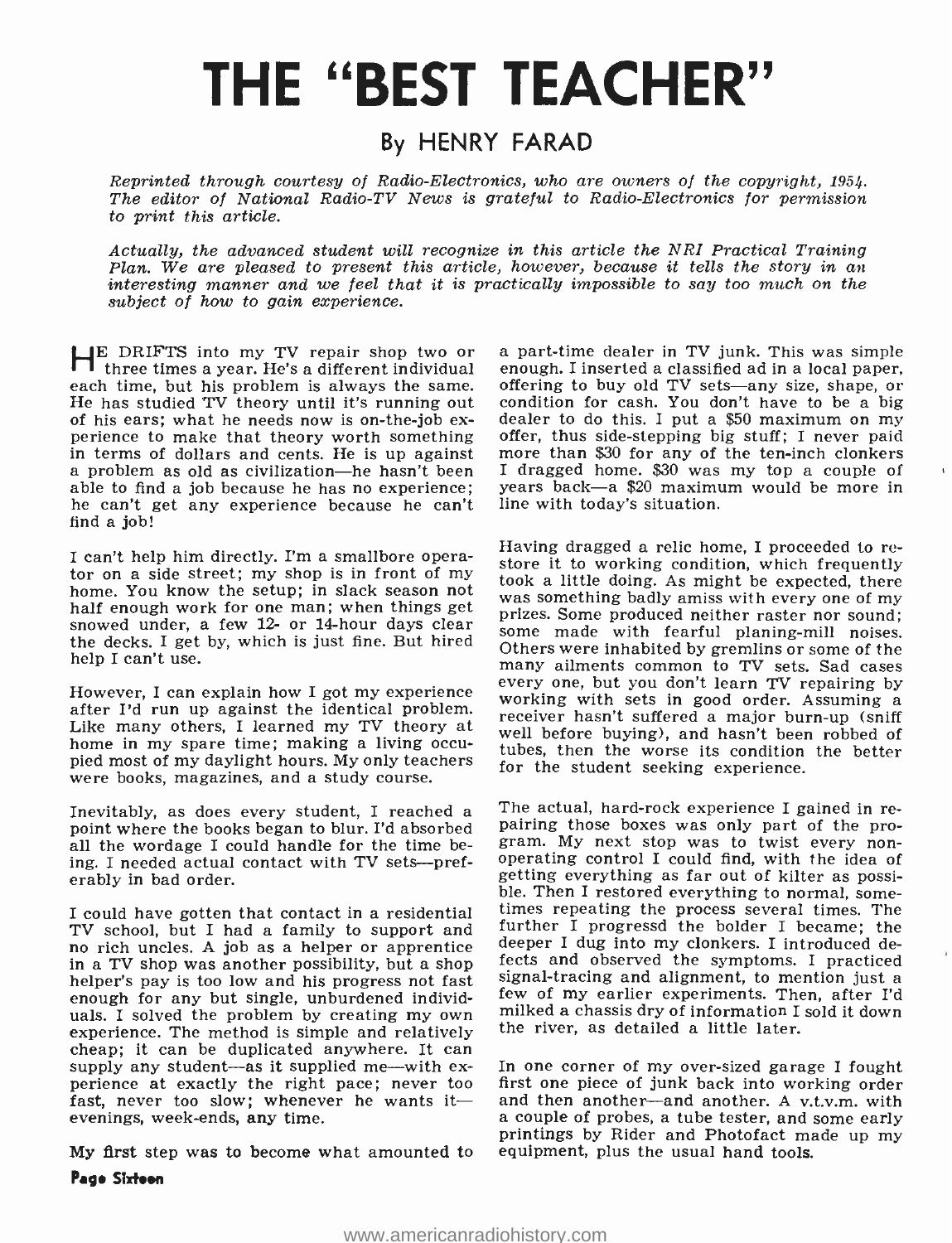# THE "BEST TEACHER"

## By HENRY FARAD

*Reprinted through courtesy of Radio-Electronics, who are owners of the copyright, 1954. The editor of National Radio-TV News is grateful to Radio-Electronics for permission to print this article.*

*Actually, the advanced student will recognize in this article the NRI Practical Training Plan. We are pleased to present this article, however, because it tells the story in an interesting manner and we feel that it is practically impossible to say too much on the subject of how to gain experience.*

HE DRIFTS into my TV repair shop two or three times a year. He's a different individual each time, but his problem is always the same. He has studied TV theory until it's running out of his ears; what he needs now is on-the-job experience to make that theory worth something in terms of dollars and cents. He is up against a problem as old as civilization—he hasn't been able to find a job because he has no experience; he can't get any experience because he can't find a job!

I can't help him directly. I'm a smallbore operator on a side street; my shop is in front of my home. You know the setup; in slack season not half enough work for one man; when things get snowed under, a few 12- or 14-hour days clear the decks. I get by, which is just fine. But hired help I can't use.

However, I can explain how I got my experience after I'd run up against the identical problem. Like many others, I learned my TV theory at home in my spare time; making a living occupied most of my daylight hours. My only teachers were books, magazines, and a study course.

Inevitably, as does every student, I reached a point where the books began to blur. I'd absorbed all the wordage I could handle for the time being. I needed actual contact with TV sets—preferably in bad order.

I could have gotten that contact in a residential TV school, but I had a family to support and no rich uncles. A job as a helper or apprentice in a TV shop was another possibility, but a shop helper's pay is too low and his progress not fast enough for any but single, unburdened individuals. I solved the problem by creating my own experience. The method is simple and relatively cheap; it can be duplicated anywhere. It can supply any student—as it supplied me—with experience at exactly the right pace; never too fast, never too slow; whenever he wants it—evenings, week-ends, any time.

My first step was to become what amounted to a part-time dealer in TV junk. This was simple enough. I inserted a classified ad in a local paper, offering to buy old TV sets—any size, shape, or condition for cash. You don't have to be a big dealer to do this. I put a $50 maximum on my offer, thus side-stepping big stuff; I never paid more than $30 for any of the ten-inch clonkers I dragged home. $30 was my top a couple of years back—a $20 maximum would be more in line with today's situation.

Having dragged a relic home, I proceeded to restore it to working condition, which frequently took a little doing. As might be expected, there was something badly amiss with every one of my prizes. Some produced neither raster nor sound; some made with fearful planing-mill noises. Others were inhabited by gremlins or some of the many ailments common to TV sets. Sad cases every one, but you don't learn TV repairing by working with sets in good order. Assuming a receiver hasn't suffered a major burn-up (sniff well before buying), and hasn't been robbed of tubes, then the worse its condition the better for the student seeking experience.

The actual, hard-rock experience I gained in repairing those boxes was only part of the program. My next stop was to twist every nonoperating control I could find, with the idea of getting everything as far out of kilter as possible. Then I restored everything to normal, sometimes repeating the process several times. The further I progressd the bolder I became; the deeper I dug into my clonkers. I introduced defects and observed the symptoms. I practiced signal-tracing and alignment, to mention just a few of my earlier experiments. Then, after I'd milked a chassis dry of information I sold it down the river, as detailed a little later.

In one corner of my over-sized garage I fought first one piece of junk back into working order and then another—and another. A v.t.v.m. with a couple of probes, a tube tester, and some early printings by Rider and Photofact made up my equipment, plus the usual hand tools.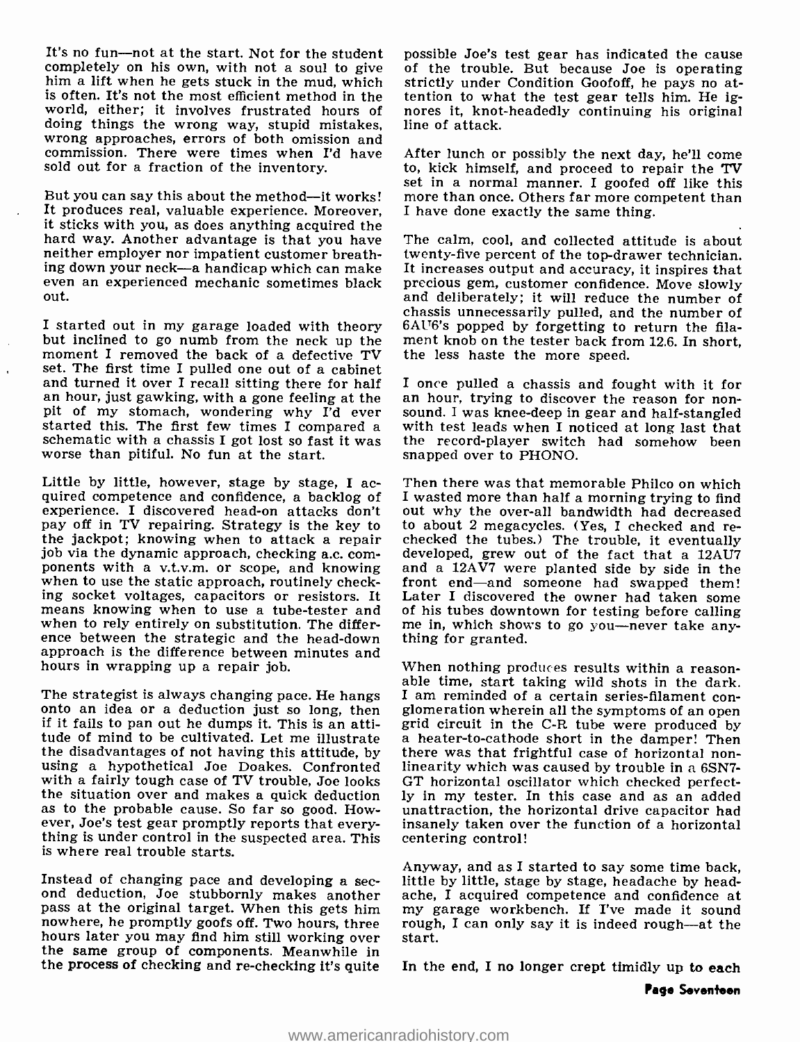It's no fun—not at the start. Not for the student completely on his own, with not a soul to give him a lift when he gets stuck in the mud, which is often. It's not the most efficient method in the world, either; it involves frustrated hours of doing things the wrong way, stupid mistakes, wrong approaches, errors of both omission and commission. There were times when I'd have sold out for a fraction of the inventory.

But you can say this about the method—it works! It produces real, valuable experience. Moreover, it sticks with you, as does anything acquired the hard way. Another advantage is that you have neither employer nor impatient customer breathing down your neck—a handicap which can make even an experienced mechanic sometimes black out.

I started out in my garage loaded with theory but inclined to go numb from the neck up the moment I removed the back of a defective TV set. The first time I pulled one out of a cabinet and turned it over I recall sitting there for half an hour, just gawking, with a gone feeling at the pit of my stomach, wondering why I'd ever started this. The first few times I compared a schematic with a chassis I got lost so fast it was worse than pitiful. No fun at the start.

Little by little, however, stage by stage, I acquired competence and confidence, a backlog of experience. I discovered head-on attacks don't pay off in TV repairing. Strategy is the key to the jackpot; knowing when to attack a repair job via the dynamic approach, checking a.c. components with a v.t.v.m. or scope, and knowing when to use the static approach, routinely checking socket voltages, capacitors or resistors. It means knowing when to use a tube-tester and when to rely entirely on substitution. The difference between the strategic and the head-down approach is the difference between minutes and hours in wrapping up a repair job.

The strategist is always changing pace. He hangs onto an idea or a deduction just so long, then if it fails to pan out he dumps it. This is an attitude of mind to be cultivated. Let me illustrate the disadvantages of not having this attitude, by using a hypothetical Joe Doakes. Confronted with a fairly tough case of TV trouble, Joe looks the situation over and makes a quick deduction as to the probable cause. So far so good. However, Joe's test gear promptly reports that everything is under control in the suspected area. This is where real trouble starts.

Instead of changing pace and developing a second deduction, Joe stubbornly makes another pass at the original target. When this gets him nowhere, he promptly goofs off. Two hours, three hours later you may find him still working over the same group of components. Meanwhile in the process of checking and re-checking it's quite possible Joe's test gear has indicated the cause of the trouble. But because Joe is operating strictly under Condition Goofoff, he pays no attention to what the test gear tells him. He ignores it, knot-headedly continuing his original line of attack.

After lunch or possibly the next day, he'll come to, kick himself, and proceed to repair the TV set in a normal manner. I goofed off like this more than once. Others far more competent than I have done exactly the same thing.

The calm, cool, and collected attitude is about twenty-five percent of the top-drawer technician. It increases output and accuracy, it inspires that precious gem, customer confidence. Move slowly and deliberately; it will reduce the number of chassis unnecessarily pulled, and the number of 6AU6's popped by forgetting to return the filament knob on the tester back from 12.6. In short, the less haste the more speed.

I once pulled a chassis and fought with it for an hour, trying to discover the reason for non-sound. I was knee-deep in gear and half-stangled with test leads when I noticed at long last that the record-player switch had somehow been snapped over to PHONO.

Then there was that memorable Philco on which I wasted more than half a morning trying to find out why the over-all bandwidth had decreased to about 2 megacycles. (Yes, I checked and re-checked the tubes.) The trouble, it eventually developed, grew out of the fact that a 12AU7 and a 12AV7 were planted side by side in the front end—and someone had swapped them! Later I discovered the owner had taken some of his tubes downtown for testing before calling me in, which shows to go you—never take anything for granted.

When nothing produces results within a reasonable time, start taking wild shots in the dark. I am reminded of a certain series-filament conglomeration wherein all the symptoms of an open grid circuit in the C-R tube were produced by a heater-to-cathode short in the damper! Then there was that frightful case of horizontal non-linearity which was caused by trouble in a 6SN7-GT horizontal oscillator which checked perfectly in my tester. In this case and as an added unattraction, the horizontal drive capacitor had insanely taken over the function of a horizontal centering control!

Anyway, and as I started to say some time back, little by little, stage by stage, headache by headache, I acquired competence and confidence at my garage workbench. If I've made it sound rough, I can only say it is indeed rough—at the start.

In the end, I no longer crept timidly up to each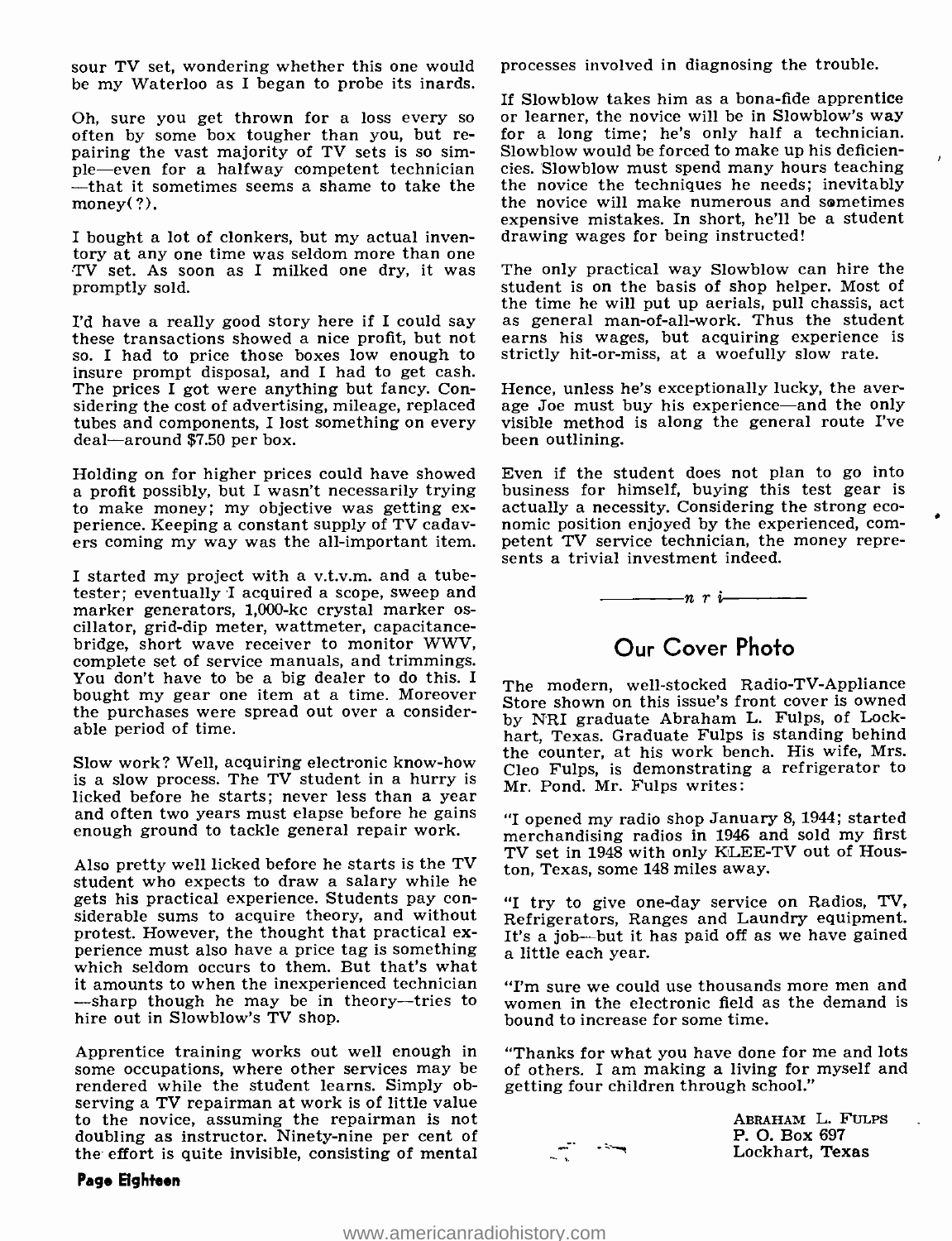sour TV set, wondering whether this one would be my Waterloo as I began to probe its inards.

Oh, sure you get thrown for a loss every so often by some box tougher than you, but repairing the vast majority of TV sets is so simple—even for a halfway competent technician—that it sometimes seems a shame to take the money(?).

I bought a lot of clonkers, but my actual inventory at any one time was seldom more than one TV set. As soon as I milked one dry, it was promptly sold.

I'd have a really good story here if I could say these transactions showed a nice profit, but not so. I had to price those boxes low enough to insure prompt disposal, and I had to get cash. The prices I got were anything but fancy. Considering the cost of advertising, mileage, replaced tubes and components, I lost something on every deal—around $7.50 per box.

Holding on for higher prices could have showed a profit possibly, but I wasn't necessarily trying to make money; my objective was getting experience. Keeping a constant supply of TV cadavers coming my way was the all-important item.

I started my project with a v.t.v.m. and a tube-tester; eventually I acquired a scope, sweep and marker generators, 1,000-kc crystal marker oscillator, grid-dip meter, wattmeter, capacitance-bridge, short wave receiver to monitor WWV, complete set of service manuals, and trimmings. You don't have to be a big dealer to do this. I bought my gear one item at a time. Moreover the purchases were spread out over a considerable period of time.

Slow work? Well, acquiring electronic know-how is a slow process. The TV student in a hurry is licked before he starts; never less than a year and often two years must elapse before he gains enough ground to tackle general repair work.

Also pretty well licked before he starts is the TV student who expects to draw a salary while he gets his practical experience. Students pay considerable sums to acquire theory, and without protest. However, the thought that practical experience must also have a price tag is something which seldom occurs to them. But that's what it amounts to when the inexperienced technician—sharp though he may be in theory—tries to hire out in Slowblow's TV shop.

Apprentice training works out well enough in some occupations, where other services may be rendered while the student learns. Simply observing a TV repairman at work is of little value to the novice, assuming the repairman is not doubling as instructor. Ninety-nine per cent of the effort is quite invisible, consisting of mental processes involved in diagnosing the trouble.

If Slowblow takes him as a bona-fide apprentice or learner, the novice will be in Slowblow's way for a long time; he's only half a technician. Slowblow would be forced to make up his deficiencies. Slowblow must spend many hours teaching the novice the techniques he needs; inevitably the novice will make numerous and sometimes expensive mistakes. In short, he'll be a student drawing wages for being instructed!

The only practical way Slowblow can hire the student is on the basis of shop helper. Most of the time he will put up aerials, pull chassis, act as general man-of-all-work. Thus the student earns his wages, but acquiring experience is strictly hit-or-miss, at a woefully slow rate.

Hence, unless he's exceptionally lucky, the average Joe must buy his experience—and the only visible method is along the general route I've been outlining.

Even if the student does not plan to go into business for himself, buying this test gear is actually a necessity. Considering the strong economic position enjoyed by the experienced, competent TV service technician, the money represents a trivial investment indeed.

*n r i*

## Our Cover Photo

The modern, well-stocked Radio-TV-Appliance Store shown on this issue's front cover is owned by NRI graduate Abraham L. Fulps, of Lockhart, Texas. Graduate Fulps is standing behind the counter, at his work bench. His wife, Mrs. Cleo Fulps, is demonstrating a refrigerator to Mr. Pond. Mr. Fulps writes:

"I opened my radio shop January 8, 1944; started merchandising radios in 1946 and sold my first TV set in 1948 with only KLEE-TV out of Houston, Texas, some 148 miles away.

"I try to give one-day service on Radios, TV, Refrigerators, Ranges and Laundry equipment. It's a job—but it has paid off as we have gained a little each year.

"I'm sure we could use thousands more men and women in the electronic field as the demand is bound to increase for some time.

"Thanks for what you have done for me and lots of others. I am making a living for myself and getting four children through school."

Abraham L. Fulps
P. O. Box 697
Lockhart, Texas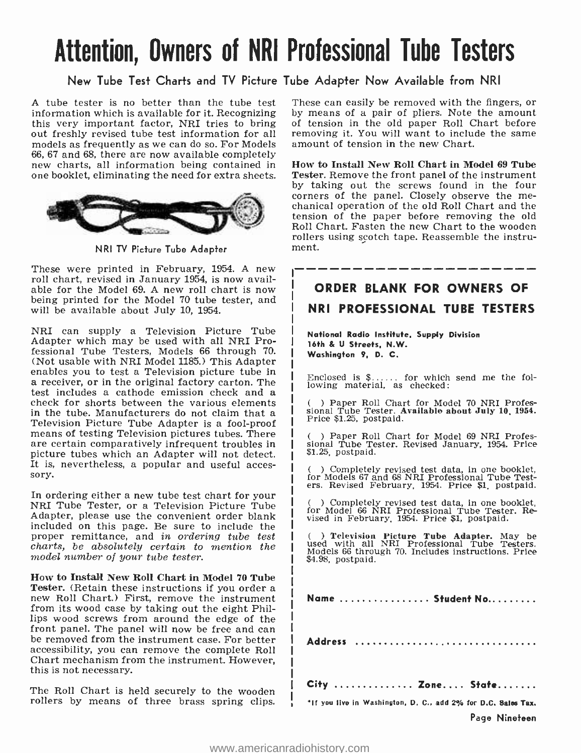# Attention, Owners of NRI Professional Tube Testers

## New Tube Test Charts and TV Picture Tube Adapter Now Available from NRI

A tube tester is no better than the tube test information which is available for it. Recognizing this very important factor, NRI tries to bring out freshly revised tube test information for all models as frequently as we can do so. For Models 66, 67 and 68, there are now available completely new charts, all information being contained in one booklet, eliminating the need for extra sheets.

NRI TV Picture Tube Adapter

These were printed in February, 1954. A new roll chart, revised in January 1954, is now available for the Model 69. A new roll chart is now being printed for the Model 70 tube tester, and will be available about July 10, 1954.

NRI can supply a Television Picture Tube Adapter which may be used with all NRI Professional Tube Testers, Models 66 through 70. (Not usable with NRI Model 1185.) This Adapter enables you to test a Television picture tube in a receiver, or in the original factory carton. The test includes a cathode emission check and a check for shorts between the various elements in the tube. Manufacturers do not claim that a Television Picture Tube Adapter is a fool-proof means of testing Television pictures tubes. There are certain comparatively infrequent troubles in picture tubes which an Adapter will not detect. It is, nevertheless, a popular and useful accessory.

In ordering either a new tube test chart for your NRI Tube Tester, or a Television Picture Tube Adapter, please use the convenient order blank included on this page. Be sure to include the proper remittance, and *in ordering tube test charts, be absolutely certain to mention the model number of your tube tester.*

**How to Install New Roll Chart in Model 70 Tube Tester.** (Retain these instructions if you order a new Roll Chart.) First, remove the instrument from its wood case by taking out the eight Phillips wood screws from around the edge of the front panel. The panel will now be free and can be removed from the instrument case. For better accessibility, you can remove the complete Roll Chart mechanism from the instrument. However, this is not necessary.

The Roll Chart is held securely to the wooden rollers by means of three brass spring clips. These can easily be removed with the fingers, or by means of a pair of pliers. Note the amount of tension in the old paper Roll Chart before removing it. You will want to include the same amount of tension in the new Chart.

**How to Install New Roll Chart in Model 69 Tube Tester.** Remove the front panel of the instrument by taking out the screws found in the four corners of the panel. Closely observe the mechanical operation of the old Roll Chart and the tension of the paper before removing the old Roll Chart. Fasten the new Chart to the wooden rollers using scotch tape. Reassemble the instrument.

---

## ORDER BLANK FOR OWNERS OF NRI PROFESSIONAL TUBE TESTERS

**National Radio Institute, Supply Division**
**16th & U Streets, N.W.**
**Washington 9, D. C.**

Enclosed is $...... for which send me the following material, as checked:

( ) Paper Roll Chart for Model 70 NRI Professional Tube Tester. **Available about July 10, 1954.** Price $1.25, postpaid.

( ) Paper Roll Chart for Model 69 NRI Professional Tube Tester. Revised January, 1954. Price $1.25, postpaid.

( ) Completely revised test data, in one booklet, for Models 67 and 68 NRI Professional Tube Testers. Revised February, 1954. Price $1, postpaid.

( ) Completely revised test data, in one booklet, for Model 66 NRI Professional Tube Tester. Revised in February, 1954. Price $1, postpaid.

( ) **Television Picture Tube Adapter.** May be used with all NRI Professional Tube Testers. Models 66 through 70. Includes instructions. Price $4.98, postpaid.

**Name** ................ **Student No.**.........

**Address** ...............................

**City** ............. **Zone**.... **State**.......

*If you live in Washington, D. C., add 2% for D.C. Sales Tax.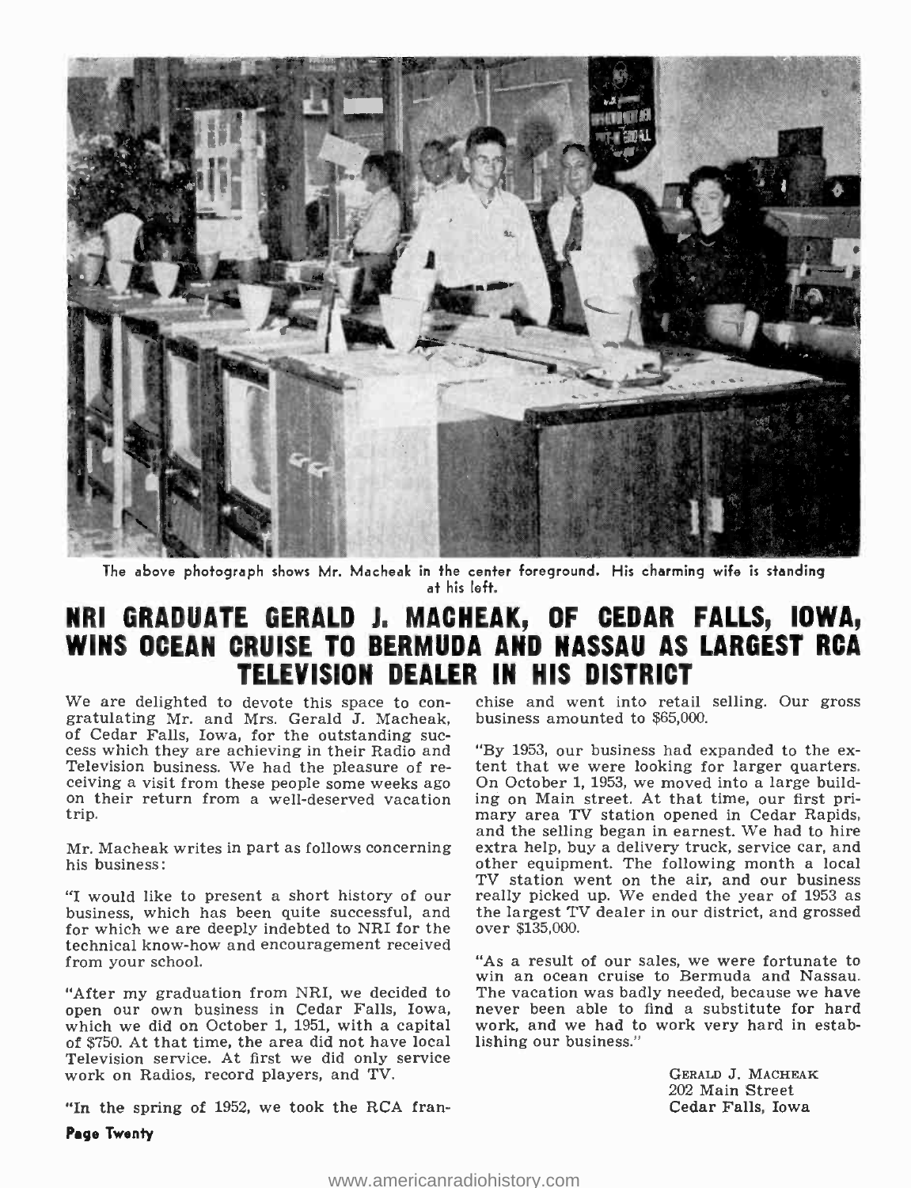The above photograph shows Mr. Macheak in the center foreground. His charming wife is standing at his left.

# NRI GRADUATE GERALD J. MACHEAK, OF CEDAR FALLS, IOWA, WINS OCEAN CRUISE TO BERMUDA AND NASSAU AS LARGEST RCA TELEVISION DEALER IN HIS DISTRICT

We are delighted to devote this space to congratulating Mr. and Mrs. Gerald J. Macheak, of Cedar Falls, Iowa, for the outstanding success which they are achieving in their Radio and Television business. We had the pleasure of receiving a visit from these people some weeks ago on their return from a well-deserved vacation trip.

Mr. Macheak writes in part as follows concerning his business:

"I would like to present a short history of our business, which has been quite successful, and for which we are deeply indebted to NRI for the technical know-how and encouragement received from your school.

"After my graduation from NRI, we decided to open our own business in Cedar Falls, Iowa, which we did on October 1, 1951, with a capital of $750. At that time, the area did not have local Television service. At first we did only service work on Radios, record players, and TV.

"In the spring of 1952, we took the RCA franchise and went into retail selling. Our gross business amounted to $65,000.

"By 1953, our business had expanded to the extent that we were looking for larger quarters. On October 1, 1953, we moved into a large building on Main street. At that time, our first primary area TV station opened in Cedar Rapids, and the selling began in earnest. We had to hire extra help, buy a delivery truck, service car, and other equipment. The following month a local TV station went on the air, and our business really picked up. We ended the year of 1953 as the largest TV dealer in our district, and grossed over $135,000.

"As a result of our sales, we were fortunate to win an ocean cruise to Bermuda and Nassau. The vacation was badly needed, because we have never been able to find a substitute for hard work, and we had to work very hard in establishing our business."

GERALD J. MACHEAK
202 Main Street
Cedar Falls, Iowa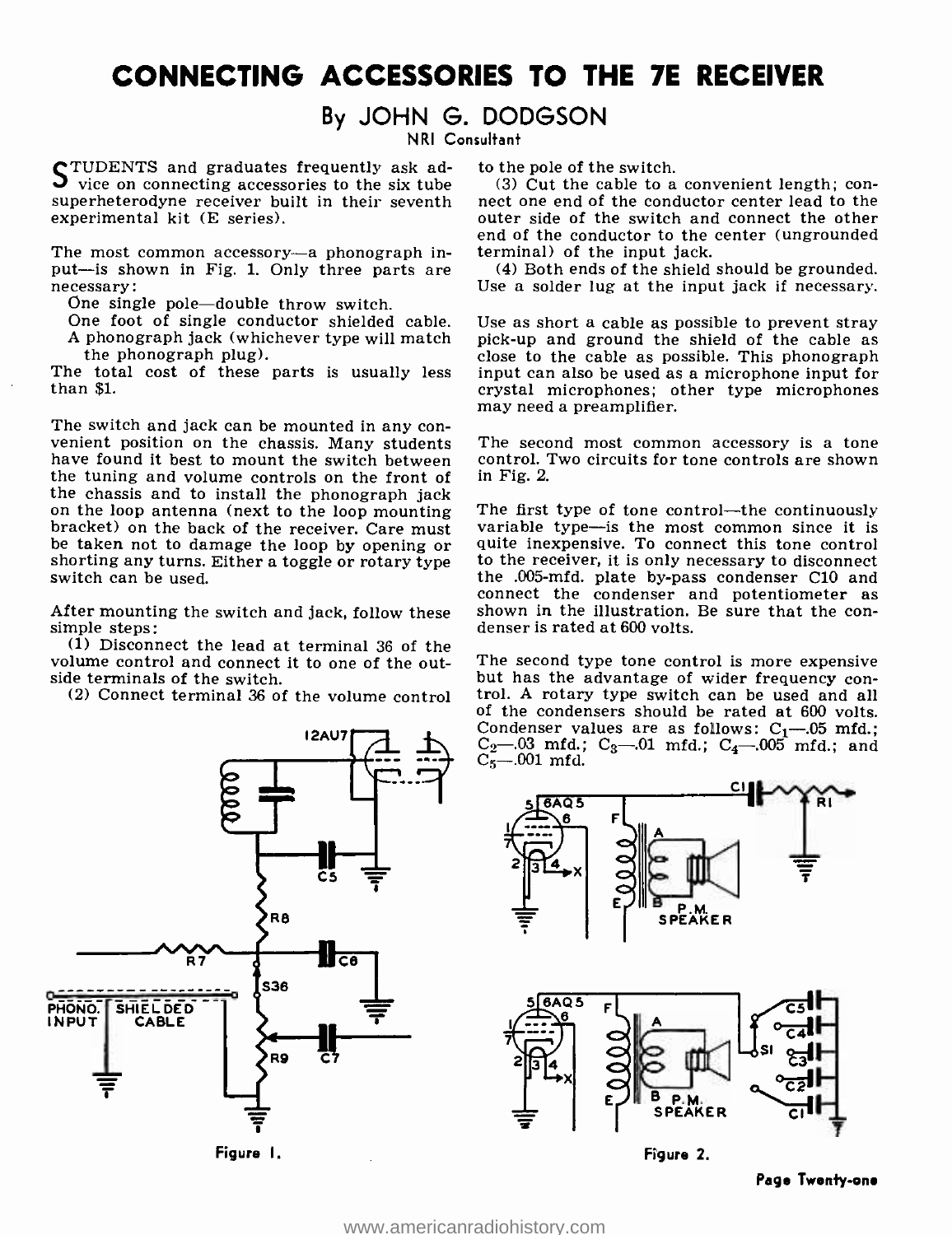# CONNECTING ACCESSORIES TO THE 7E RECEIVER

## By JOHN G. DODGSON

NRI Consultant

STUDENTS and graduates frequently ask advice on connecting accessories to the six tube superheterodyne receiver built in their seventh experimental kit (E series).

The most common accessory—a phonograph input—is shown in Fig. 1. Only three parts are necessary:

One single pole—double throw switch.
One foot of single conductor shielded cable.
A phonograph jack (whichever type will match the phonograph plug).

The total cost of these parts is usually less than $1.

The switch and jack can be mounted in any convenient position on the chassis. Many students have found it best to mount the switch between the tuning and volume controls on the front of the chassis and to install the phonograph jack on the loop antenna (next to the loop mounting bracket) on the back of the receiver. Care must be taken not to damage the loop by opening or shorting any turns. Either a toggle or rotary type switch can be used.

After mounting the switch and jack, follow these simple steps:

(1) Disconnect the lead at terminal 36 of the volume control and connect it to one of the outside terminals of the switch.

(2) Connect terminal 36 of the volume control to the pole of the switch.

(3) Cut the cable to a convenient length; connect one end of the conductor center lead to the outer side of the switch and connect the other end of the conductor to the center (ungrounded terminal) of the input jack.

(4) Both ends of the shield should be grounded. Use a solder lug at the input jack if necessary.

Use as short a cable as possible to prevent stray pick-up and ground the shield of the cable as close to the cable as possible. This phonograph input can also be used as a microphone input for crystal microphones; other type microphones may need a preamplifier.

The second most common accessory is a tone control. Two circuits for tone controls are shown in Fig. 2.

The first type of tone control—the continuously variable type—is the most common since it is quite inexpensive. To connect this tone control to the receiver, it is only necessary to disconnect the .005-mfd. plate by-pass condenser C10 and connect the condenser and potentiometer as shown in the illustration. Be sure that the condenser is rated at 600 volts.

The second type tone control is more expensive but has the advantage of wider frequency control. A rotary type switch can be used and all of the condensers should be rated at 600 volts. Condenser values are as follows: $C_1$—.05 mfd.; $C_2$—.03 mfd.; $C_3$—.01 mfd.; $C_4$—.005 mfd.; and $C_5$—.001 mfd.

Figure 1.

Figure 2.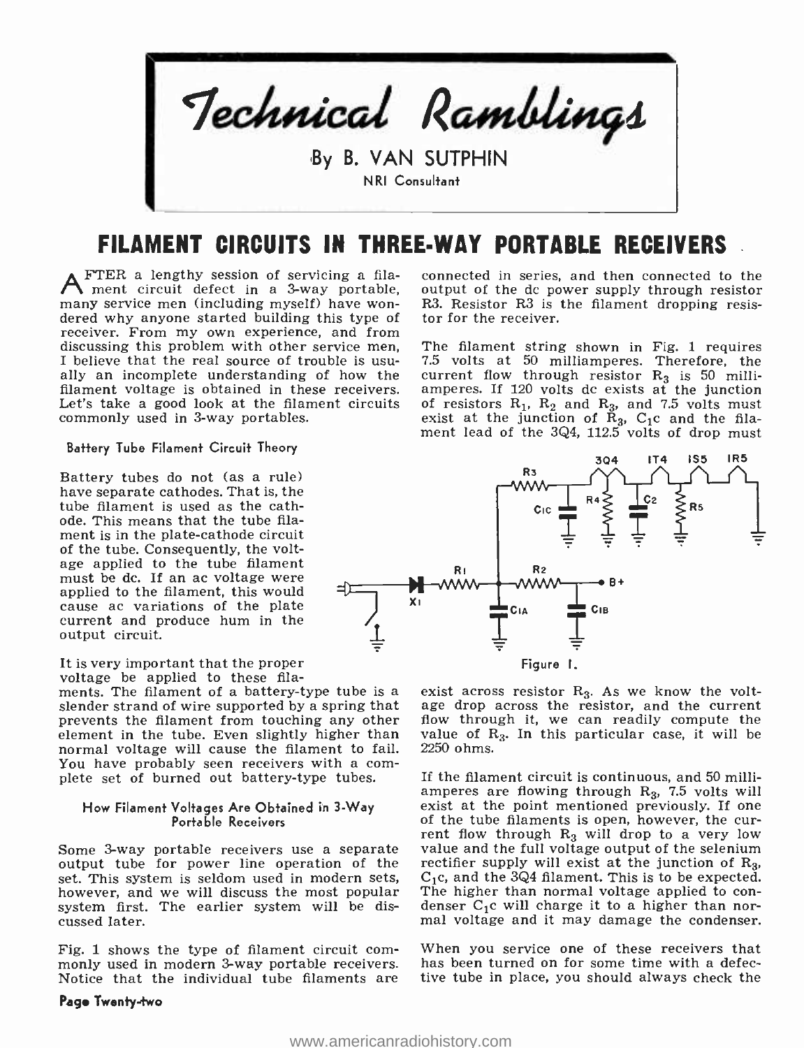# Technical Ramblings

By B. VAN SUTPHIN

NRI Consultant

## FILAMENT CIRCUITS IN THREE-WAY PORTABLE RECEIVERS

AFTER a lengthy session of servicing a filament circuit defect in a 3-way portable, many service men (including myself) have wondered why anyone started building this type of receiver. From my own experience, and from discussing this problem with other service men, I believe that the real source of trouble is usually an incomplete understanding of how the filament voltage is obtained in these receivers. Let's take a good look at the filament circuits commonly used in 3-way portables.

### Battery Tube Filament Circuit Theory

Battery tubes do not (as a rule) have separate cathodes. That is, the tube filament is used as the cathode. This means that the tube filament is in the plate-cathode circuit of the tube. Consequently, the voltage applied to the tube filament must be dc. If an ac voltage were applied to the filament, this would cause ac variations of the plate current and produce hum in the output circuit.

It is very important that the proper voltage be applied to these filaments. The filament of a battery-type tube is a slender strand of wire supported by a spring that prevents the filament from touching any other element in the tube. Even slightly higher than normal voltage will cause the filament to fail. You have probably seen receivers with a complete set of burned out battery-type tubes.

### How Filament Voltages Are Obtained in 3-Way Portable Receivers

Some 3-way portable receivers use a separate output tube for power line operation of the set. This system is seldom used in modern sets, however, and we will discuss the most popular system first. The earlier system will be discussed later.

Fig. 1 shows the type of filament circuit commonly used in modern 3-way portable receivers. Notice that the individual tube filaments are connected in series, and then connected to the output of the dc power supply through resistor R3. Resistor R3 is the filament dropping resistor for the receiver.

The filament string shown in Fig. 1 requires 7.5 volts at 50 milliamperes. Therefore, the current flow through resistor $R_3$ is 50 milliamperes. If 120 volts dc exists at the junction of resistors $R_1$, $R_2$ and $R_3$, and 7.5 volts must exist at the junction of $R_3$, $C_1c$ and the filament lead of the 3Q4, 112.5 volts of drop must exist across resistor $R_3$. As we know the voltage drop across the resistor, and the current flow through it, we can readily compute the value of $R_3$. In this particular case, it will be 2250 ohms.

Figure 1.

If the filament circuit is continuous, and 50 milliamperes are flowing through $R_3$, 7.5 volts will exist at the point mentioned previously. If one of the tube filaments is open, however, the current flow through $R_3$ will drop to a very low value and the full voltage output of the selenium rectifier supply will exist at the junction of $R_3$, $C_1c$, and the 3Q4 filament. This is to be expected. The higher than normal voltage applied to condenser $C_1c$ will charge it to a higher than normal voltage and it may damage the condenser.

When you service one of these receivers that has been turned on for some time with a defective tube in place, you should always check the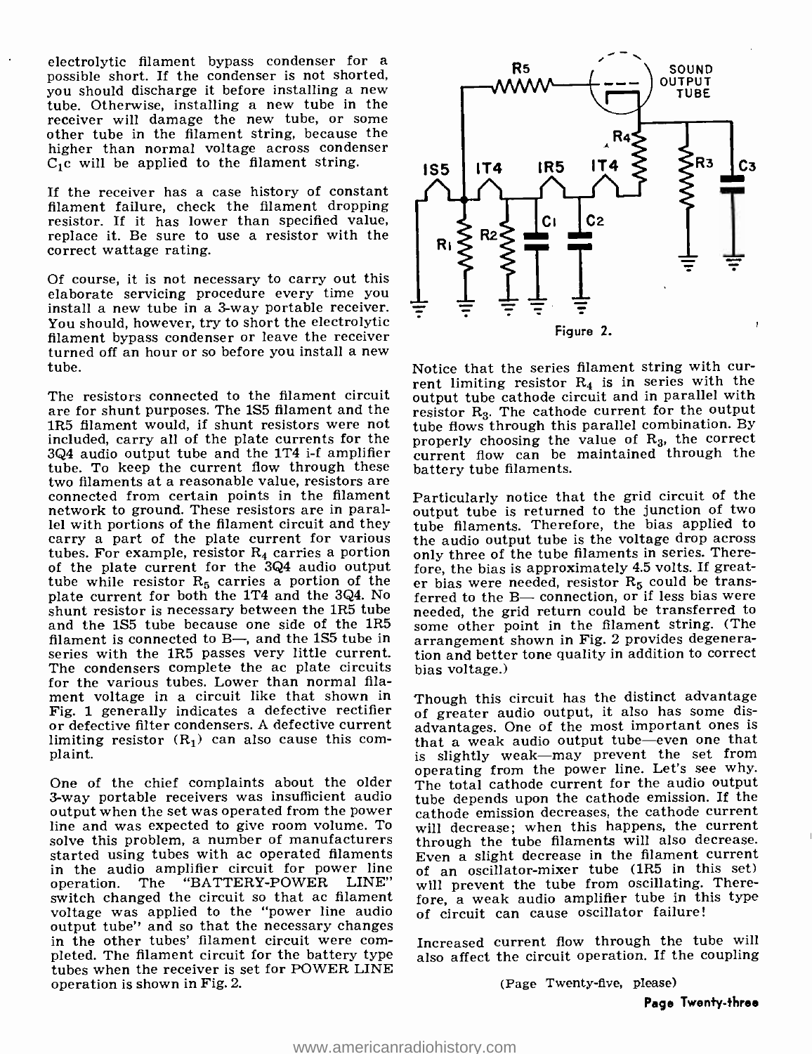electrolytic filament bypass condenser for a possible short. If the condenser is not shorted, you should discharge it before installing a new tube. Otherwise, installing a new tube in the receiver will damage the new tube, or some other tube in the filament string, because the higher than normal voltage across condenser $C_1c$ will be applied to the filament string.

If the receiver has a case history of constant filament failure, check the filament dropping resistor. If it has lower than specified value, replace it. Be sure to use a resistor with the correct wattage rating.

Of course, it is not necessary to carry out this elaborate servicing procedure every time you install a new tube in a 3-way portable receiver. You should, however, try to short the electrolytic filament bypass condenser or leave the receiver turned off an hour or so before you install a new tube.

The resistors connected to the filament circuit are for shunt purposes. The 1S5 filament and the 1R5 filament would, if shunt resistors were not included, carry all of the plate currents for the 3Q4 audio output tube and the 1T4 i-f amplifier tube. To keep the current flow through these two filaments at a reasonable value, resistors are connected from certain points in the filament network to ground. These resistors are in parallel with portions of the filament circuit and they carry a part of the plate current for various tubes. For example, resistor $R_4$ carries a portion of the plate current for the 3Q4 audio output tube while resistor $R_5$ carries a portion of the plate current for both the 1T4 and the 3Q4. No shunt resistor is necessary between the 1R5 tube and the 1S5 tube because one side of the 1R5 filament is connected to B—, and the 1S5 tube in series with the 1R5 passes very little current. The condensers complete the ac plate circuits for the various tubes. Lower than normal filament voltage in a circuit like that shown in Fig. 1 generally indicates a defective rectifier or defective filter condensers. A defective current limiting resistor ($R_1$) can also cause this complaint.

One of the chief complaints about the older 3-way portable receivers was insufficient audio output when the set was operated from the power line and was expected to give room volume. To solve this problem, a number of manufacturers started using tubes with ac operated filaments in the audio amplifier circuit for power line operation. The "BATTERY-POWER LINE" switch changed the circuit so that ac filament voltage was applied to the "power line audio output tube" and so that the necessary changes in the other tubes' filament circuit were completed. The filament circuit for the battery type tubes when the receiver is set for POWER LINE operation is shown in Fig. 2.

Figure 2.

Notice that the series filament string with current limiting resistor $R_4$ is in series with the output tube cathode circuit and in parallel with resistor $R_3$. The cathode current for the output tube flows through this parallel combination. By properly choosing the value of $R_3$, the correct current flow can be maintained through the battery tube filaments.

Particularly notice that the grid circuit of the output tube is returned to the junction of two tube filaments. Therefore, the bias applied to the audio output tube is the voltage drop across only three of the tube filaments in series. Therefore, the bias is approximately 4.5 volts. If greater bias were needed, resistor $R_5$ could be transferred to the B— connection, or if less bias were needed, the grid return could be transferred to some other point in the filament string. (The arrangement shown in Fig. 2 provides degeneration and better tone quality in addition to correct bias voltage.)

Though this circuit has the distinct advantage of greater audio output, it also has some disadvantages. One of the most important ones is that a weak audio output tube—even one that is slightly weak—may prevent the set from operating from the power line. Let's see why. The total cathode current for the audio output tube depends upon the cathode emission. If the cathode emission decreases, the cathode current will decrease; when this happens, the current through the tube filaments will also decrease. Even a slight decrease in the filament current of an oscillator-mixer tube (1R5 in this set) will prevent the tube from oscillating. Therefore, a weak audio amplifier tube in this type of circuit can cause oscillator failure!

Increased current flow through the tube will also affect the circuit operation. If the coupling

(Page Twenty-five, please)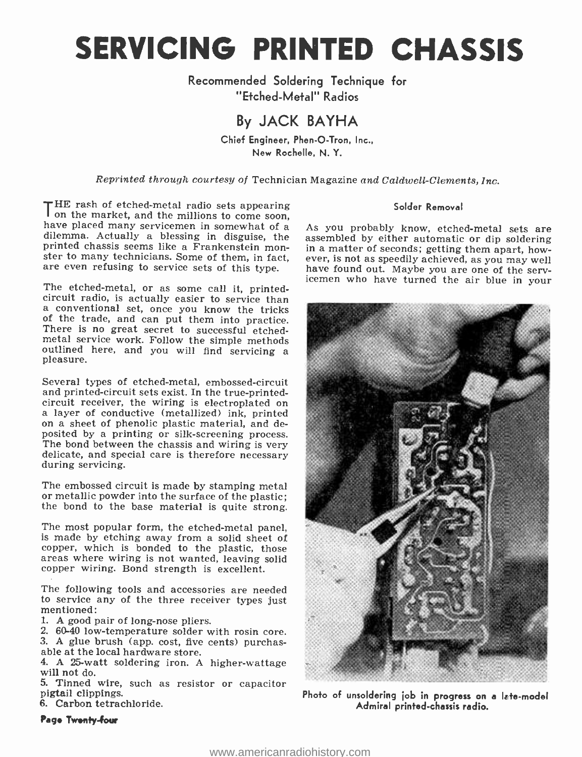# SERVICING PRINTED CHASSIS

Recommended Soldering Technique for "Etched-Metal" Radios

## By JACK BAYHA

Chief Engineer, Phen-O-Tron, Inc., New Rochelle, N. Y.

*Reprinted through courtesy of* Technician Magazine *and Caldwell-Clements, Inc.*

THE rash of etched-metal radio sets appearing on the market, and the millions to come soon, have placed many servicemen in somewhat of a dilemma. Actually a blessing in disguise, the printed chassis seems like a Frankenstein monster to many technicians. Some of them, in fact, are even refusing to service sets of this type.

The etched-metal, or as some call it, printed-circuit radio, is actually easier to service than a conventional set, once you know the tricks of the trade, and can put them into practice. There is no great secret to successful etched-metal service work. Follow the simple methods outlined here, and you will find servicing a pleasure.

Several types of etched-metal, embossed-circuit and printed-circuit sets exist. In the true-printed-circuit receiver, the wiring is electroplated on a layer of conductive (metallized) ink, printed on a sheet of phenolic plastic material, and deposited by a printing or silk-screening process. The bond between the chassis and wiring is very delicate, and special care is therefore necessary during servicing.

The embossed circuit is made by stamping metal or metallic powder into the surface of the plastic; the bond to the base material is quite strong.

The most popular form, the etched-metal panel, is made by etching away from a solid sheet of copper, which is bonded to the plastic, those areas where wiring is not wanted, leaving solid copper wiring. Bond strength is excellent.

The following tools and accessories are needed to service any of the three receiver types just mentioned:

1. A good pair of long-nose pliers.
2. 60-40 low-temperature solder with rosin core.
3. A glue brush (app. cost, five cents) purchasable at the local hardware store.
4. A 25-watt soldering iron. A higher-wattage will not do.
5. Tinned wire, such as resistor or capacitor pigtail clippings.
6. Carbon tetrachloride.

### Solder Removal

As you probably know, etched-metal sets are assembled by either automatic or dip soldering in a matter of seconds; getting them apart, however, is not as speedily achieved, as you may well have found out. Maybe you are one of the servicemen who have turned the air blue in your

Photo of unsoldering job in progress on a late-model Admiral printed-chassis radio.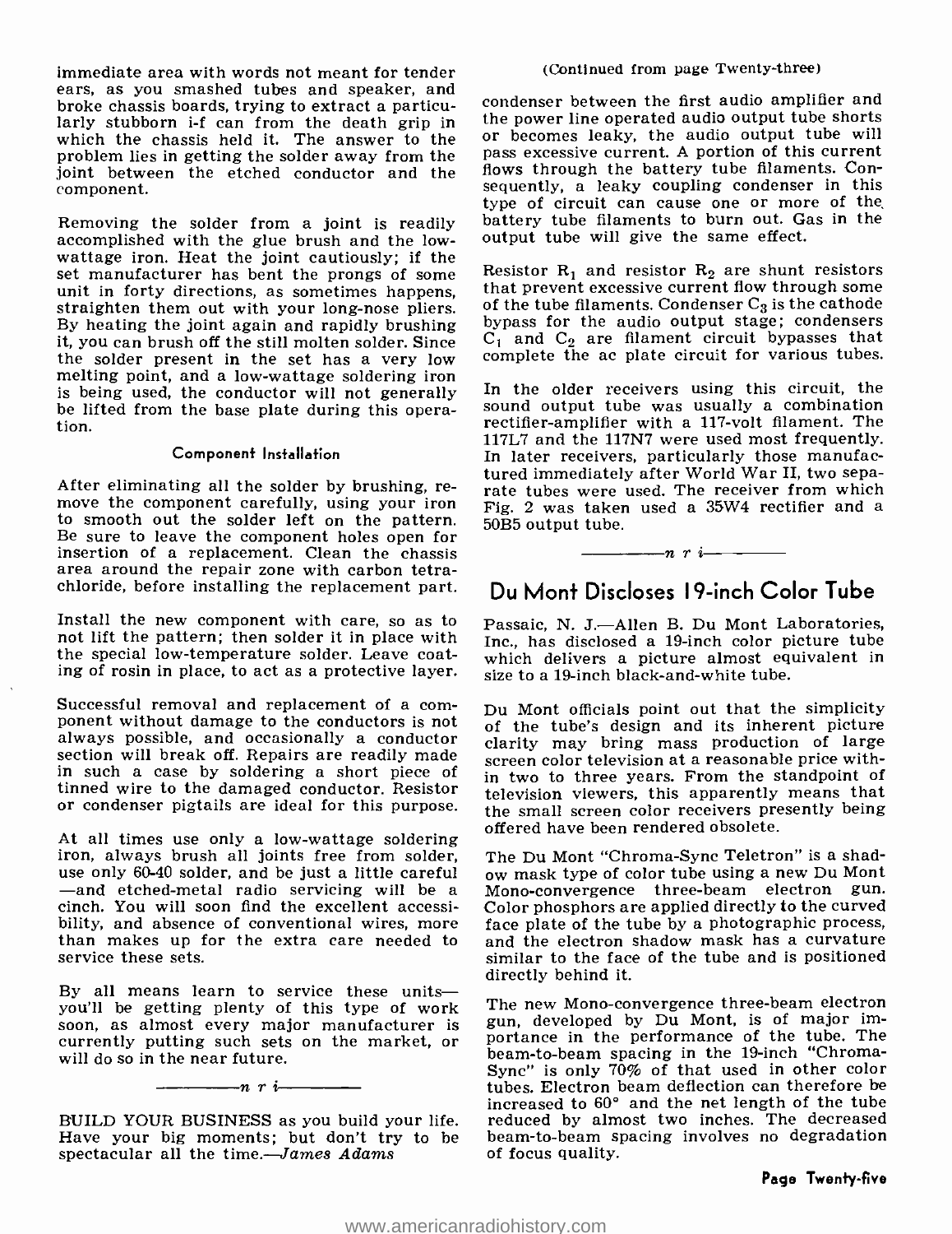immediate area with words not meant for tender ears, as you smashed tubes and speaker, and broke chassis boards, trying to extract a particularly stubborn i-f can from the death grip in which the chassis held it. The answer to the problem lies in getting the solder away from the joint between the etched conductor and the component.

Removing the solder from a joint is readily accomplished with the glue brush and the low-wattage iron. Heat the joint cautiously; if the set manufacturer has bent the prongs of some unit in forty directions, as sometimes happens, straighten them out with your long-nose pliers. By heating the joint again and rapidly brushing it, you can brush off the still molten solder. Since the solder present in the set has a very low melting point, and a low-wattage soldering iron is being used, the conductor will not generally be lifted from the base plate during this operation.

### Component Installation

After eliminating all the solder by brushing, remove the component carefully, using your iron to smooth out the solder left on the pattern. Be sure to leave the component holes open for insertion of a replacement. Clean the chassis area around the repair zone with carbon tetrachloride, before installing the replacement part.

Install the new component with care, so as to not lift the pattern; then solder it in place with the special low-temperature solder. Leave coating of rosin in place, to act as a protective layer.

Successful removal and replacement of a component without damage to the conductors is not always possible, and occasionally a conductor section will break off. Repairs are readily made in such a case by soldering a short piece of tinned wire to the damaged conductor. Resistor or condenser pigtails are ideal for this purpose.

At all times use only a low-wattage soldering iron, always brush all joints free from solder, use only 60-40 solder, and be just a little careful —and etched-metal radio servicing will be a cinch. You will soon find the excellent accessibility, and absence of conventional wires, more than makes up for the extra care needed to service these sets.

By all means learn to service these units—you'll be getting plenty of this type of work soon, as almost every major manufacturer is currently putting such sets on the market, or will do so in the near future.

*n r i*

BUILD YOUR BUSINESS as you build your life. Have your big moments; but don't try to be spectacular all the time.—*James Adams*

(Continued from page Twenty-three)

condenser between the first audio amplifier and the power line operated audio output tube shorts or becomes leaky, the audio output tube will pass excessive current. A portion of this current flows through the battery tube filaments. Consequently, a leaky coupling condenser in this type of circuit can cause one or more of the battery tube filaments to burn out. Gas in the output tube will give the same effect.

Resistor $R_1$ and resistor $R_2$ are shunt resistors that prevent excessive current flow through some of the tube filaments. Condenser $C_3$ is the cathode bypass for the audio output stage; condensers $C_1$ and $C_2$ are filament circuit bypasses that complete the ac plate circuit for various tubes.

In the older receivers using this circuit, the sound output tube was usually a combination rectifier-amplifier with a 117-volt filament. The 117L7 and the 117N7 were used most frequently. In later receivers, particularly those manufactured immediately after World War II, two separate tubes were used. The receiver from which Fig. 2 was taken used a 35W4 rectifier and a 50B5 output tube.

*n r i*

## Du Mont Discloses 19-inch Color Tube

Passaic, N. J.—Allen B. Du Mont Laboratories, Inc., has disclosed a 19-inch color picture tube which delivers a picture almost equivalent in size to a 19-inch black-and-white tube.

Du Mont officials point out that the simplicity of the tube's design and its inherent picture clarity may bring mass production of large screen color television at a reasonable price within two to three years. From the standpoint of television viewers, this apparently means that the small screen color receivers presently being offered have been rendered obsolete.

The Du Mont "Chroma-Sync Teletron" is a shadow mask type of color tube using a new Du Mont Mono-convergence three-beam electron gun. Color phosphors are applied directly to the curved face plate of the tube by a photographic process, and the electron shadow mask has a curvature similar to the face of the tube and is positioned directly behind it.

The new Mono-convergence three-beam electron gun, developed by Du Mont, is of major importance in the performance of the tube. The beam-to-beam spacing in the 19-inch "Chroma-Sync" is only 70% of that used in other color tubes. Electron beam deflection can therefore be increased to 60° and the net length of the tube reduced by almost two inches. The decreased beam-to-beam spacing involves no degradation of focus quality.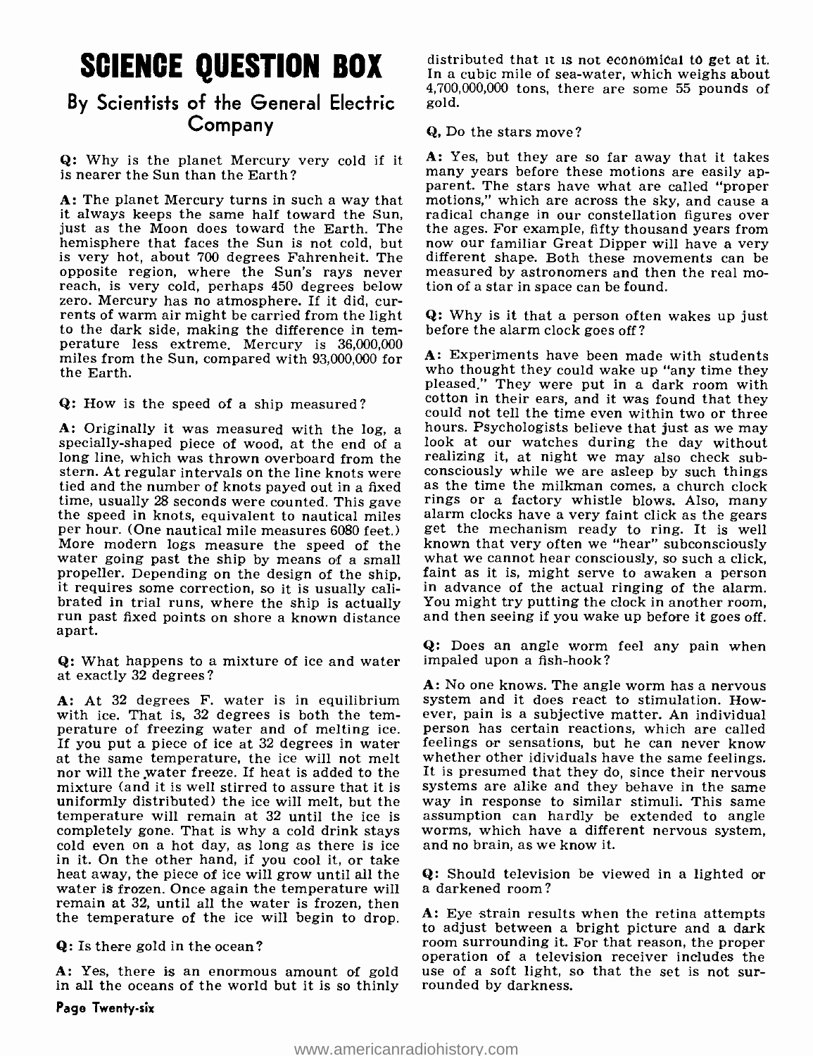# SCIENCE QUESTION BOX

## By Scientists of the General Electric Company

**Q:** Why is the planet Mercury very cold if it is nearer the Sun than the Earth?

**A:** The planet Mercury turns in such a way that it always keeps the same half toward the Sun, just as the Moon does toward the Earth. The hemisphere that faces the Sun is not cold, but is very hot, about 700 degrees Fahrenheit. The opposite region, where the Sun's rays never reach, is very cold, perhaps 450 degrees below zero. Mercury has no atmosphere. If it did, currents of warm air might be carried from the light to the dark side, making the difference in temperature less extreme. Mercury is 36,000,000 miles from the Sun, compared with 93,000,000 for the Earth.

**Q:** How is the speed of a ship measured?

**A:** Originally it was measured with the log, a specially-shaped piece of wood, at the end of a long line, which was thrown overboard from the stern. At regular intervals on the line knots were tied and the number of knots payed out in a fixed time, usually 28 seconds were counted. This gave the speed in knots, equivalent to nautical miles per hour. (One nautical mile measures 6080 feet.) More modern logs measure the speed of the water going past the ship by means of a small propeller. Depending on the design of the ship, it requires some correction, so it is usually calibrated in trial runs, where the ship is actually run past fixed points on shore a known distance apart.

**Q:** What happens to a mixture of ice and water at exactly 32 degrees?

**A:** At 32 degrees F. water is in equilibrium with ice. That is, 32 degrees is both the temperature of freezing water and of melting ice. If you put a piece of ice at 32 degrees in water at the same temperature, the ice will not melt nor will the water freeze. If heat is added to the mixture (and it is well stirred to assure that it is uniformly distributed) the ice will melt, but the temperature will remain at 32 until the ice is completely gone. That is why a cold drink stays cold even on a hot day, as long as there is ice in it. On the other hand, if you cool it, or take heat away, the piece of ice will grow until all the water is frozen. Once again the temperature will remain at 32, until all the water is frozen, then the temperature of the ice will begin to drop.

**Q:** Is there gold in the ocean?

**A:** Yes, there is an enormous amount of gold in all the oceans of the world but it is so thinly distributed that it is not economical to get at it. In a cubic mile of sea-water, which weighs about 4,700,000,000 tons, there are some 55 pounds of gold.

**Q.** Do the stars move?

**A:** Yes, but they are so far away that it takes many years before these motions are easily apparent. The stars have what are called "proper motions," which are across the sky, and cause a radical change in our constellation figures over the ages. For example, fifty thousand years from now our familiar Great Dipper will have a very different shape. Both these movements can be measured by astronomers and then the real motion of a star in space can be found.

**Q:** Why is it that a person often wakes up just before the alarm clock goes off?

**A:** Experiments have been made with students who thought they could wake up "any time they pleased." They were put in a dark room with cotton in their ears, and it was found that they could not tell the time even within two or three hours. Psychologists believe that just as we may look at our watches during the day without realizing it, at night we may also check subconsciously while we are asleep by such things as the time the milkman comes, a church clock rings or a factory whistle blows. Also, many alarm clocks have a very faint click as the gears get the mechanism ready to ring. It is well known that very often we "hear" subconsciously what we cannot hear consciously, so such a click, faint as it is, might serve to awaken a person in advance of the actual ringing of the alarm. You might try putting the clock in another room, and then seeing if you wake up before it goes off.

**Q:** Does an angle worm feel any pain when impaled upon a fish-hook?

**A:** No one knows. The angle worm has a nervous system and it does react to stimulation. However, pain is a subjective matter. An individual person has certain reactions, which are called feelings or sensations, but he can never know whether other idividuals have the same feelings. It is presumed that they do, since their nervous systems are alike and they behave in the same way in response to similar stimuli. This same assumption can hardly be extended to angle worms, which have a different nervous system, and no brain, as we know it.

**Q:** Should television be viewed in a lighted or a darkened room?

**A:** Eye strain results when the retina attempts to adjust between a bright picture and a dark room surrounding it. For that reason, the proper operation of a television receiver includes the use of a soft light, so that the set is not surrounded by darkness.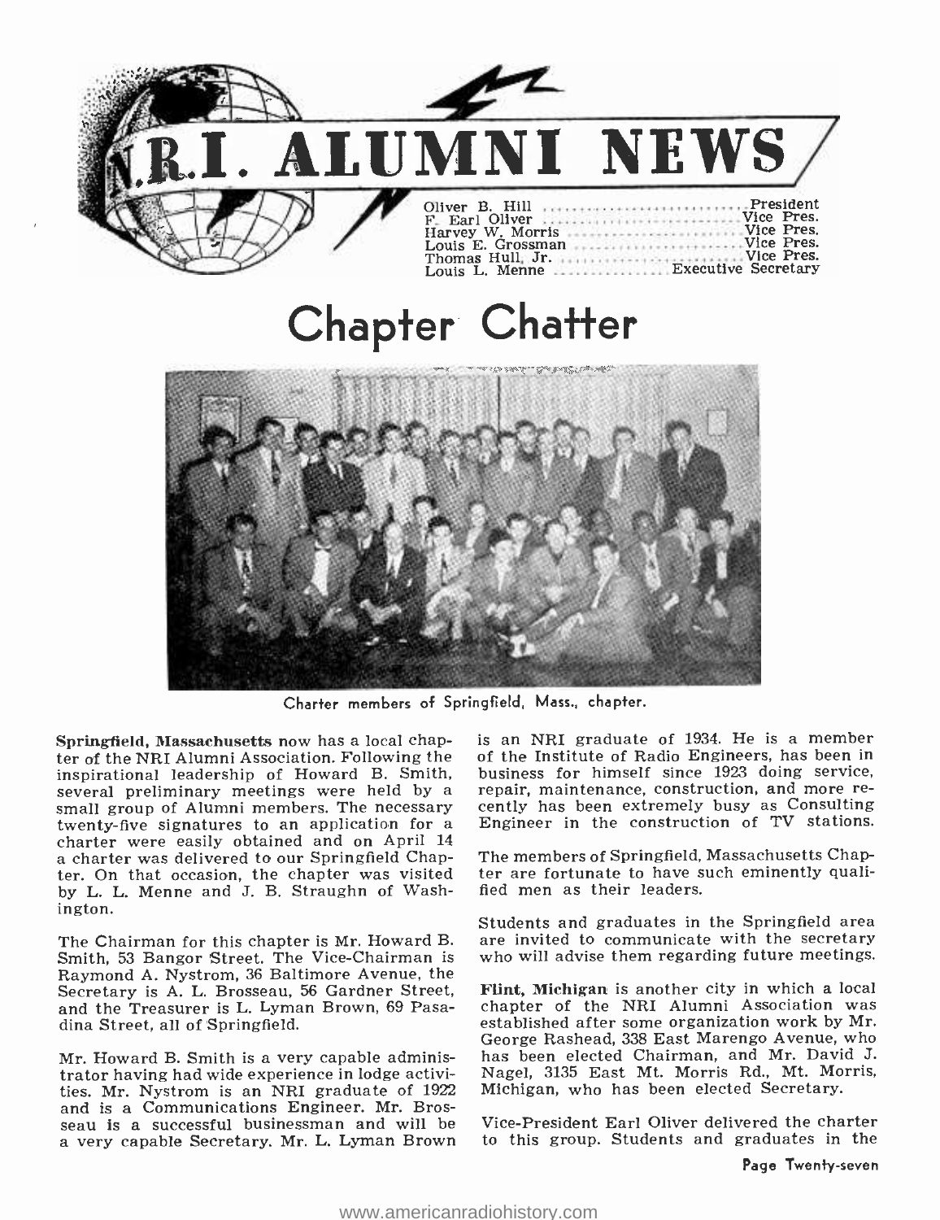# N.R.I. ALUMNI NEWS

Oliver B. Hill ............................ President
F. Earl Oliver ............................ Vice Pres.
Harvey W. Morris ............................ Vice Pres.
Louis E. Grossman ............................ Vice Pres.
Thomas Hull, Jr. ............................ Vice Pres.
Louis L. Menne ............................ Executive Secretary

## Chapter Chatter

Charter members of Springfield, Mass., chapter.

**Springfield, Massachusetts** now has a local chapter of the NRI Alumni Association. Following the inspirational leadership of Howard B. Smith, several preliminary meetings were held by a small group of Alumni members. The necessary twenty-five signatures to an application for a charter were easily obtained and on April 14 a charter was delivered to our Springfield Chapter. On that occasion, the chapter was visited by L. L. Menne and J. B. Straughn of Washington.

The Chairman for this chapter is Mr. Howard B. Smith, 53 Bangor Street. The Vice-Chairman is Raymond A. Nystrom, 36 Baltimore Avenue, the Secretary is A. L. Brosseau, 56 Gardner Street, and the Treasurer is L. Lyman Brown, 69 Pasadina Street, all of Springfield.

Mr. Howard B. Smith is a very capable administrator having had wide experience in lodge activities. Mr. Nystrom is an NRI graduate of 1922 and is a Communications Engineer. Mr. Brosseau is a successful businessman and will be a very capable Secretary. Mr. L. Lyman Brown is an NRI graduate of 1934. He is a member of the Institute of Radio Engineers, has been in business for himself since 1923 doing service, repair, maintenance, construction, and more recently has been extremely busy as Consulting Engineer in the construction of TV stations.

The members of Springfield, Massachusetts Chapter are fortunate to have such eminently qualified men as their leaders.

Students and graduates in the Springfield area are invited to communicate with the secretary who will advise them regarding future meetings.

**Flint, Michigan** is another city in which a local chapter of the NRI Alumni Association was established after some organization work by Mr. George Rashead, 338 East Marengo Avenue, who has been elected Chairman, and Mr. David J. Nagel, 3135 East Mt. Morris Rd., Mt. Morris, Michigan, who has been elected Secretary.

Vice-President Earl Oliver delivered the charter to this group. Students and graduates in the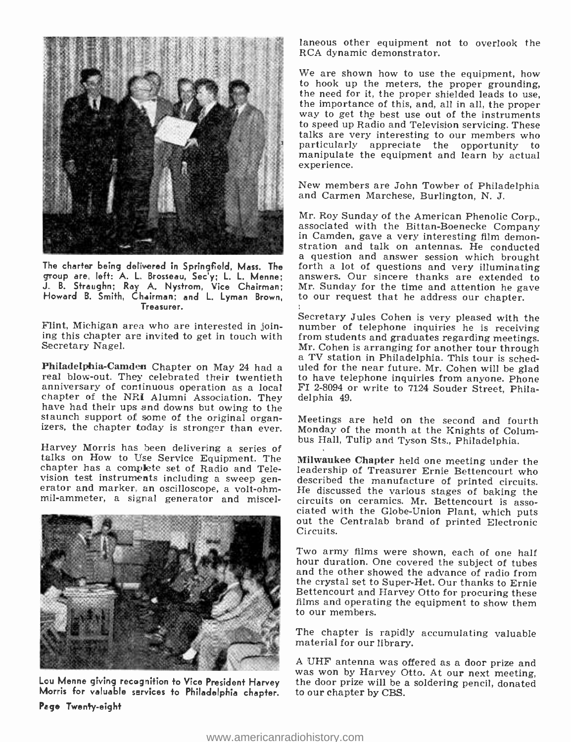The charter being delivered in Springfield, Mass. The group are, left: A. L. Brosseau, Sec'y; L. L. Menne; J. B. Straughn; Ray A. Nystrom, Vice Chairman; Howard B. Smith, Chairman; and L. Lyman Brown, Treasurer.

Flint, Michigan area who are interested in joining this chapter are invited to get in touch with Secretary Nagel.

**Philadelphia-Camden** Chapter on May 24 had a real blow-out. They celebrated their twentieth anniversary of continuous operation as a local chapter of the NRI Alumni Association. They have had their ups and downs but owing to the staunch support of some of the original organizers, the chapter today is stronger than ever.

Harvey Morris has been delivering a series of talks on How to Use Service Equipment. The chapter has a complete set of Radio and Television test instruments including a sweep generator and marker, an oscilloscope, a volt-ohm-mil-ammeter, a signal generator and miscellaneous other equipment not to overlook the RCA dynamic demonstrator.

Lou Menne giving recognition to Vice President Harvey Morris for valuable services to Philadelphia chapter.

We are shown how to use the equipment, how to hook up the meters, the proper grounding, the need for it, the proper shielded leads to use, the importance of this, and, all in all, the proper way to get the best use out of the instruments to speed up Radio and Television servicing. These talks are very interesting to our members who particularly appreciate the opportunity to manipulate the equipment and learn by actual experience.

New members are John Towber of Philadelphia and Carmen Marchese, Burlington, N. J.

Mr. Roy Sunday of the American Phenolic Corp., associated with the Bittan-Boenecke Company in Camden, gave a very interesting film demonstration and talk on antennas. He conducted a question and answer session which brought forth a lot of questions and very illuminating answers. Our sincere thanks are extended to Mr. Sunday for the time and attention he gave to our request that he address our chapter.

Secretary Jules Cohen is very pleased with the number of telephone inquiries he is receiving from students and graduates regarding meetings. Mr. Cohen is arranging for another tour through a TV station in Philadelphia. This tour is scheduled for the near future. Mr. Cohen will be glad to have telephone inquiries from anyone. Phone FI 2-8094 or write to 7124 Souder Street, Philadelphia 49.

Meetings are held on the second and fourth Monday of the month at the Knights of Columbus Hall, Tulip and Tyson Sts., Philadelphia.

**Milwaukee Chapter** held one meeting under the leadership of Treasurer Ernie Bettencourt who described the manufacture of printed circuits. He discussed the various stages of baking the circuits on ceramics. Mr. Bettencourt is associated with the Globe-Union Plant, which puts out the Centralab brand of printed Electronic Circuits.

Two army films were shown, each of one half hour duration. One covered the subject of tubes and the other showed the advance of radio from the crystal set to Super-Het. Our thanks to Ernie Bettencourt and Harvey Otto for procuring these films and operating the equipment to show them to our members.

The chapter is rapidly accumulating valuable material for our library.

A UHF antenna was offered as a door prize and was won by Harvey Otto. At our next meeting, the door prize will be a soldering pencil, donated to our chapter by CBS.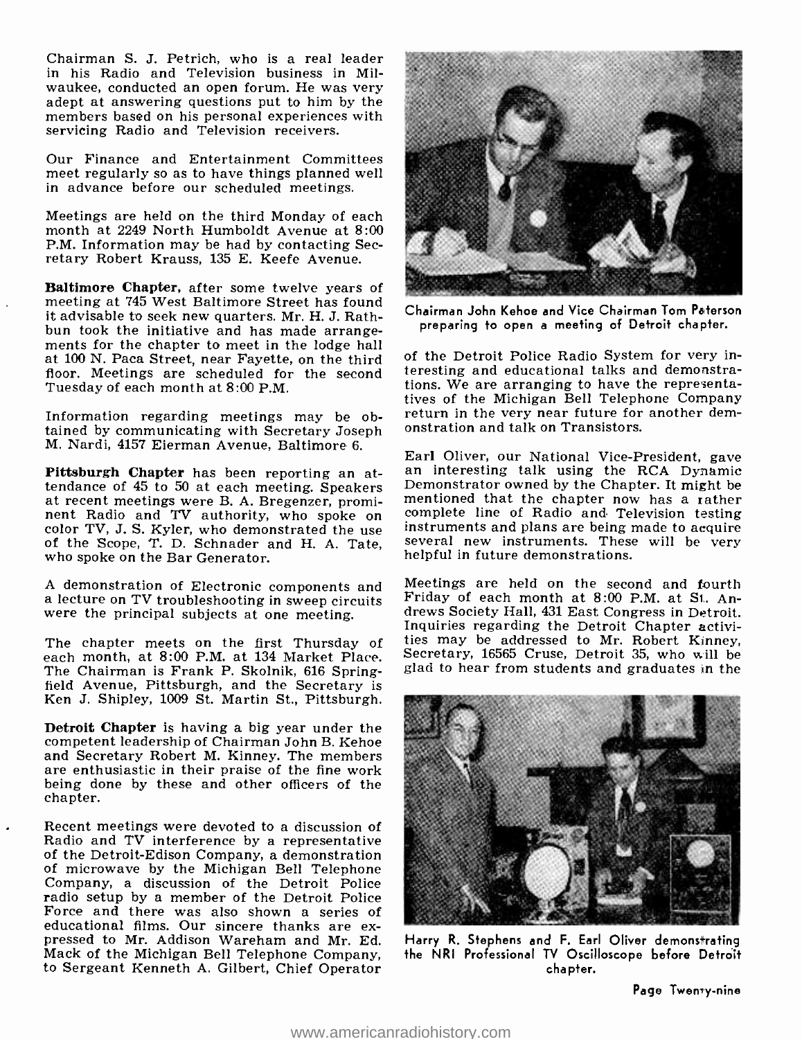Chairman S. J. Petrich, who is a real leader in his Radio and Television business in Milwaukee, conducted an open forum. He was very adept at answering questions put to him by the members based on his personal experiences with servicing Radio and Television receivers.

Our Finance and Entertainment Committees meet regularly so as to have things planned well in advance before our scheduled meetings.

Meetings are held on the third Monday of each month at 2249 North Humboldt Avenue at 8:00 P.M. Information may be had by contacting Secretary Robert Krauss, 135 E. Keefe Avenue.

**Baltimore Chapter,** after some twelve years of meeting at 745 West Baltimore Street has found it advisable to seek new quarters. Mr. H. J. Rathbun took the initiative and has made arrangements for the chapter to meet in the lodge hall at 100 N. Paca Street, near Fayette, on the third floor. Meetings are scheduled for the second Tuesday of each month at 8:00 P.M.

Information regarding meetings may be obtained by communicating with Secretary Joseph M. Nardi, 4157 Eierman Avenue, Baltimore 6.

**Pittsburgh Chapter** has been reporting an attendance of 45 to 50 at each meeting. Speakers at recent meetings were B. A. Bregenzer, prominent Radio and TV authority, who spoke on color TV, J. S. Kyler, who demonstrated the use of the Scope, T. D. Schnader and H. A. Tate, who spoke on the Bar Generator.

A demonstration of Electronic components and a lecture on TV troubleshooting in sweep circuits were the principal subjects at one meeting.

The chapter meets on the first Thursday of each month, at 8:00 P.M. at 134 Market Place. The Chairman is Frank P. Skolnik, 616 Springfield Avenue, Pittsburgh, and the Secretary is Ken J. Shipley, 1009 St. Martin St., Pittsburgh.

**Detroit Chapter** is having a big year under the competent leadership of Chairman John B. Kehoe and Secretary Robert M. Kinney. The members are enthusiastic in their praise of the fine work being done by these and other officers of the chapter.

Recent meetings were devoted to a discussion of Radio and TV interference by a representative of the Detroit-Edison Company, a demonstration of microwave by the Michigan Bell Telephone Company, a discussion of the Detroit Police radio setup by a member of the Detroit Police Force and there was also shown a series of educational films. Our sincere thanks are expressed to Mr. Addison Wareham and Mr. Ed. Mack of the Michigan Bell Telephone Company, to Sergeant Kenneth A. Gilbert, Chief Operator of the Detroit Police Radio System for very interesting and educational talks and demonstrations. We are arranging to have the representatives of the Michigan Bell Telephone Company return in the very near future for another demonstration and talk on Transistors.

Chairman John Kehoe and Vice Chairman Tom Paterson preparing to open a meeting of Detroit chapter.

Earl Oliver, our National Vice-President, gave an interesting talk using the RCA Dynamic Demonstrator owned by the Chapter. It might be mentioned that the chapter now has a rather complete line of Radio and Television testing instruments and plans are being made to acquire several new instruments. These will be very helpful in future demonstrations.

Meetings are held on the second and fourth Friday of each month at 8:00 P.M. at St. Andrews Society Hall, 431 East Congress in Detroit. Inquiries regarding the Detroit Chapter activities may be addressed to Mr. Robert Kinney, Secretary, 16565 Cruse, Detroit 35, who will be glad to hear from students and graduates in the

Harry R. Stephens and F. Earl Oliver demonstrating the NRI Professional TV Oscilloscope before Detroit chapter.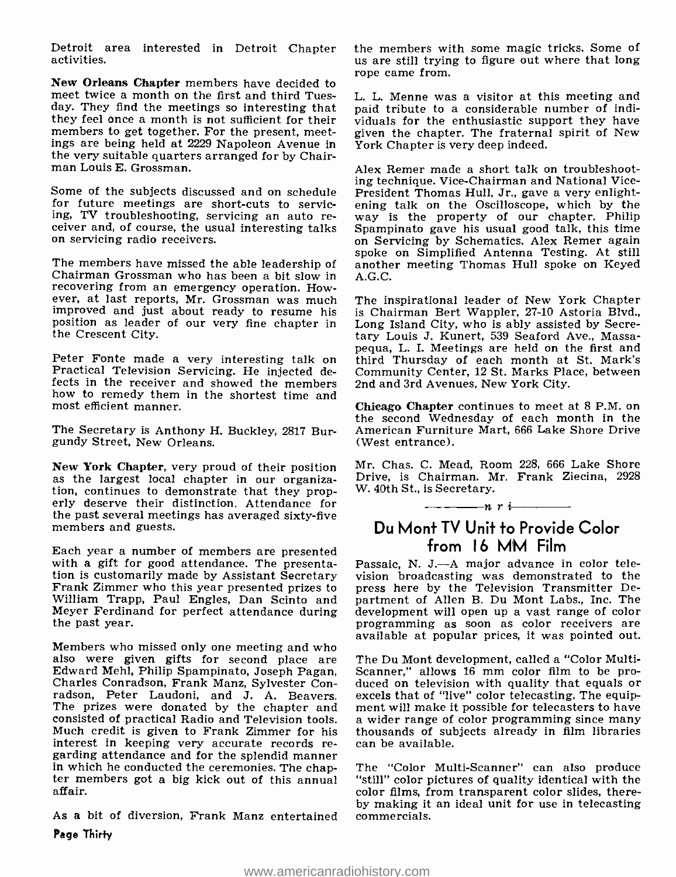Detroit area interested in Detroit Chapter activities.

**New Orleans Chapter** members have decided to meet twice a month on the first and third Tuesday. They find the meetings so interesting that they feel once a month is not sufficient for their members to get together. For the present, meetings are being held at 2229 Napoleon Avenue in the very suitable quarters arranged for by Chairman Louis E. Grossman.

Some of the subjects discussed and on schedule for future meetings are short-cuts to servicing, TV troubleshooting, servicing an auto receiver and, of course, the usual interesting talks on servicing radio receivers.

The members have missed the able leadership of Chairman Grossman who has been a bit slow in recovering from an emergency operation. However, at last reports, Mr. Grossman was much improved and just about ready to resume his position as leader of our very fine chapter in the Crescent City.

Peter Fonte made a very interesting talk on Practical Television Servicing. He injected defects in the receiver and showed the members how to remedy them in the shortest time and most efficient manner.

The Secretary is Anthony H. Buckley, 2817 Burgundy Street, New Orleans.

**New York Chapter**, very proud of their position as the largest local chapter in our organization, continues to demonstrate that they properly deserve their distinction. Attendance for the past several meetings has averaged sixty-five members and guests.

Each year a number of members are presented with a gift for good attendance. The presentation is customarily made by Assistant Secretary Frank Zimmer who this year presented prizes to William Trapp, Paul Engles, Dan Scinto and Meyer Ferdinand for perfect attendance during the past year.

Members who missed only one meeting and who also were given gifts for second place are Edward Mehl, Philip Spampinato, Joseph Pagan, Charles Conradson, Frank Manz, Sylvester Conradson, Peter Laudoni, and J. A. Beavers. The prizes were donated by the chapter and consisted of practical Radio and Television tools. Much credit is given to Frank Zimmer for his interest in keeping very accurate records regarding attendance and for the splendid manner in which he conducted the ceremonies. The chapter members got a big kick out of this annual affair.

As a bit of diversion, Frank Manz entertained the members with some magic tricks. Some of us are still trying to figure out where that long rope came from.

L. L. Menne was a visitor at this meeting and paid tribute to a considerable number of individuals for the enthusiastic support they have given the chapter. The fraternal spirit of New York Chapter is very deep indeed.

Alex Remer made a short talk on troubleshooting technique. Vice-Chairman and National Vice-President Thomas Hull, Jr., gave a very enlightening talk on the Oscilloscope, which by the way is the property of our chapter. Philip Spampinato gave his usual good talk, this time on Servicing by Schematics. Alex Remer again spoke on Simplified Antenna Testing. At still another meeting Thomas Hull spoke on Keyed A.G.C.

The inspirational leader of New York Chapter is Chairman Bert Wappler, 27-10 Astoria Blvd., Long Island City, who is ably assisted by Secretary Louis J. Kunert, 539 Seaford Ave., Massapequa, L. I. Meetings are held on the first and third Thursday of each month at St. Mark's Community Center, 12 St. Marks Place, between 2nd and 3rd Avenues, New York City.

**Chicago Chapter** continues to meet at 8 P.M. on the second Wednesday of each month in the American Furniture Mart, 666 Lake Shore Drive (West entrance).

Mr. Chas. C. Mead, Room 228, 666 Lake Shore Drive, is Chairman. Mr. Frank Ziecina, 2928 W. 40th St., is Secretary.

*n r i*

## Du Mont TV Unit to Provide Color from 16 MM Film

Passaic, N. J.—A major advance in color television broadcasting was demonstrated to the press here by the Television Transmitter Department of Allen B. Du Mont Labs., Inc. The development will open up a vast range of color programming as soon as color receivers are available at popular prices, it was pointed out.

The Du Mont development, called a "Color Multi-Scanner," allows 16 mm color film to be produced on television with quality that equals or excels that of "live" color telecasting. The equipment will make it possible for telecasters to have a wider range of color programming since many thousands of subjects already in film libraries can be available.

The "Color Multi-Scanner" can also produce "still" color pictures of quality identical with the color films, from transparent color slides, thereby making it an ideal unit for use in telecasting commercials.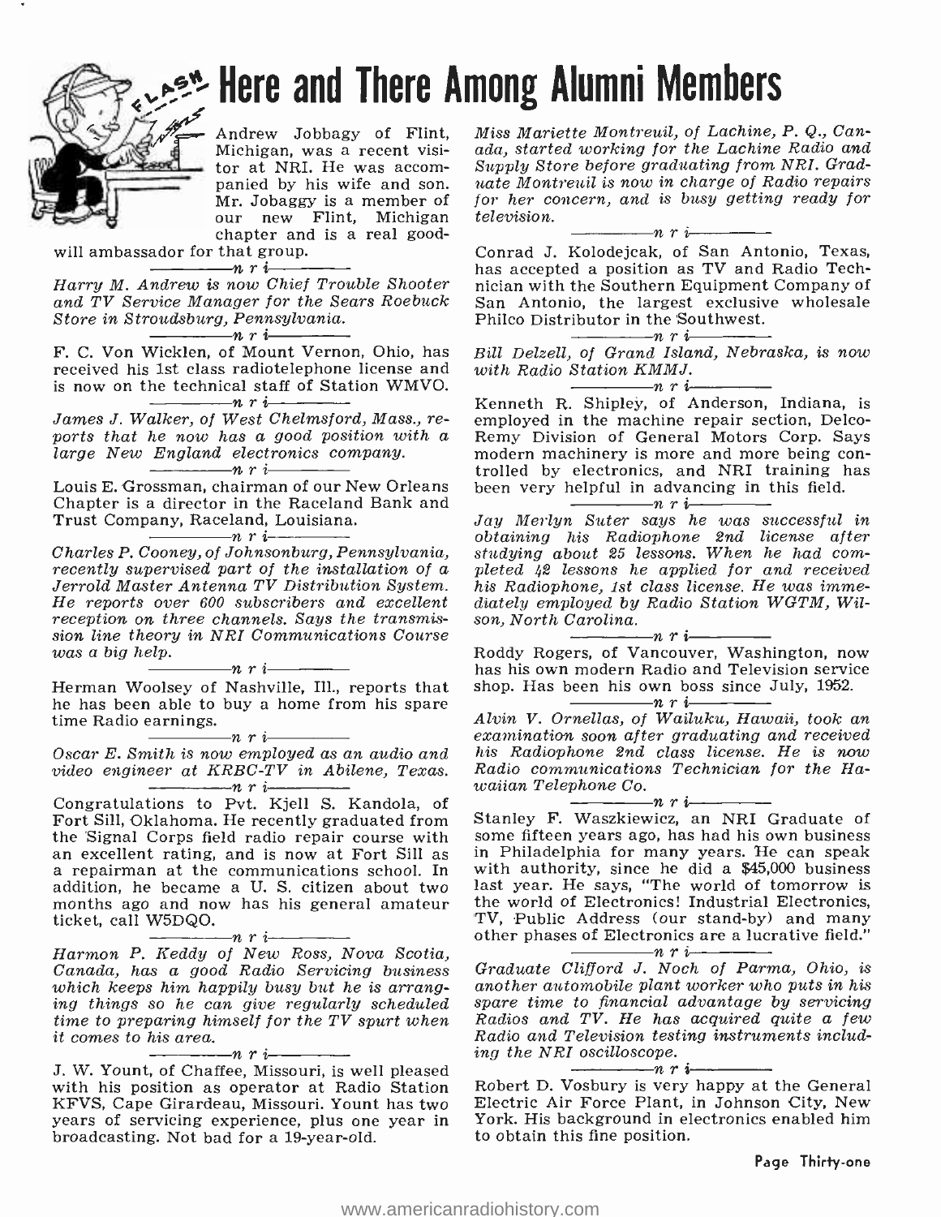# Here and There Among Alumni Members

Andrew Jobbagy of Flint, Michigan, was a recent visitor at NRI. He was accompanied by his wife and son. Mr. Jobaggy is a member of our new Flint, Michigan chapter and is a real good-will ambassador for that group.

n r i

*Harry M. Andrew is now Chief Trouble Shooter and TV Service Manager for the Sears Roebuck Store in Stroudsburg, Pennsylvania.*

n r i

F. C. Von Wicklen, of Mount Vernon, Ohio, has received his 1st class radiotelephone license and is now on the technical staff of Station WMVO.

n r i

*James J. Walker, of West Chelmsford, Mass., reports that he now has a good position with a large New England electronics company.*

n r i

Louis E. Grossman, chairman of our New Orleans Chapter is a director in the Raceland Bank and Trust Company, Raceland, Louisiana.

n r i

*Charles P. Cooney, of Johnsonburg, Pennsylvania, recently supervised part of the installation of a Jerrold Master Antenna TV Distribution System. He reports over 600 subscribers and excellent reception on three channels. Says the transmission line theory in NRI Communications Course was a big help.*

n r i

Herman Woolsey of Nashville, Ill., reports that he has been able to buy a home from his spare time Radio earnings.

n r i

*Oscar E. Smith is now employed as an audio and video engineer at KRBC-TV in Abilene, Texas.*

n r i

Congratulations to Pvt. Kjell S. Kandola, of Fort Sill, Oklahoma. He recently graduated from the Signal Corps field radio repair course with an excellent rating, and is now at Fort Sill as a repairman at the communications school. In addition, he became a U. S. citizen about two months ago and now has his general amateur ticket, call W5DQO.

n r i

*Harmon P. Keddy of New Ross, Nova Scotia, Canada, has a good Radio Servicing business which keeps him happily busy but he is arranging things so he can give regularly scheduled time to preparing himself for the TV spurt when it comes to his area.*

n r i

J. W. Yount, of Chaffee, Missouri, is well pleased with his position as operator at Radio Station KFVS, Cape Girardeau, Missouri. Yount has two years of servicing experience, plus one year in broadcasting. Not bad for a 19-year-old.

*Miss Mariette Montreuil, of Lachine, P. Q., Canada, started working for the Lachine Radio and Supply Store before graduating from NRI. Graduate Montreuil is now in charge of Radio repairs for her concern, and is busy getting ready for television.*

n r i

Conrad J. Kolodejcak, of San Antonio, Texas, has accepted a position as TV and Radio Technician with the Southern Equipment Company of San Antonio, the largest exclusive wholesale Philco Distributor in the Southwest.

n r i

*Bill Delzell, of Grand Island, Nebraska, is now with Radio Station KMMJ.*

n r i

Kenneth R. Shipley, of Anderson, Indiana, is employed in the machine repair section, Delco-Remy Division of General Motors Corp. Says modern machinery is more and more being controlled by electronics, and NRI training has been very helpful in advancing in this field.

n r i

*Jay Merlyn Suter says he was successful in obtaining his Radiophone 2nd license after studying about 25 lessons. When he had completed 42 lessons he applied for and received his Radiophone, 1st class license. He was immediately employed by Radio Station WGTM, Wilson, North Carolina.*

n r i

Roddy Rogers, of Vancouver, Washington, now has his own modern Radio and Television service shop. Has been his own boss since July, 1952.

n r i

*Alvin V. Ornellas, of Wailuku, Hawaii, took an examination soon after graduating and received his Radiophone 2nd class license. He is now Radio communications Technician for the Hawaiian Telephone Co.*

n r i

Stanley F. Waszkiewicz, an NRI Graduate of some fifteen years ago, has had his own business in Philadelphia for many years. He can speak with authority, since he did a $45,000 business last year. He says, "The world of tomorrow is the world of Electronics! Industrial Electronics, TV, Public Address (our stand-by) and many other phases of Electronics are a lucrative field."

n r i

*Graduate Clifford J. Noch of Parma, Ohio, is another automobile plant worker who puts in his spare time to financial advantage by servicing Radios and TV. He has acquired quite a few Radio and Television testing instruments including the NRI oscilloscope.*

n r i

Robert D. Vosbury is very happy at the General Electric Air Force Plant, in Johnson City, New York. His background in electronics enabled him to obtain this fine position.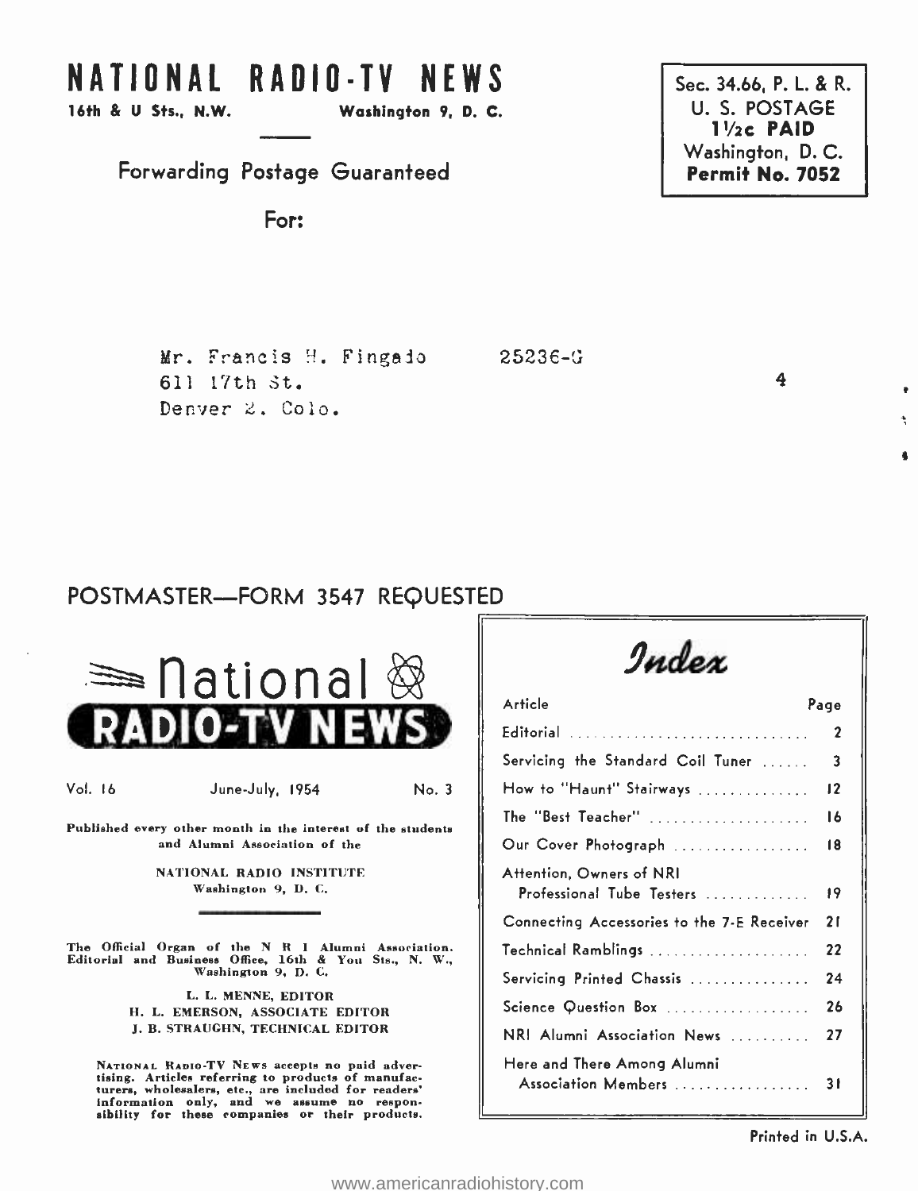# NATIONAL RADIO-TV NEWS

**16th & U Sts., N.W. Washington 9, D. C.**

Forwarding Postage Guaranteed

For:

Sec. 34.66, P. L. & R.
U. S. POSTAGE
**1½c PAID**
Washington, D. C.
**Permit No. 7052**

Mr. Francis H. Fingado 25236-G
611 17th St.
Denver 2. Colo.

4

## POSTMASTER—FORM 3547 REQUESTED

# National RADIO-TV NEWS

Vol. 16 June-July, 1954 No. 3

**Published every other month in the interest of the students and Alumni Association of the**

NATIONAL RADIO INSTITUTE
Washington 9, D. C.

**The Official Organ of the N R I Alumni Association. Editorial and Business Office, 16th & You Sts., N. W., Washington 9, D. C.**

**L. L. MENNE, EDITOR**
**H. L. EMERSON, ASSOCIATE EDITOR**
**J. B. STRAUGHN, TECHNICAL EDITOR**

NATIONAL RADIO-TV NEWS accepts no paid advertising. Articles referring to products of manufacturers, wholesalers, etc., are included for readers' information only, and we assume no responsibility for these companies or their products.

## *Index*

| Article | Page |
|---|---|
| Editorial | 2 |
| Servicing the Standard Coil Tuner | 3 |
| How to "Haunt" Stairways | 12 |
| The "Best Teacher" | 16 |
| Our Cover Photograph | 18 |
| Attention, Owners of NRI Professional Tube Testers | 19 |
| Connecting Accessories to the 7-E Receiver | 21 |
| Technical Ramblings | 22 |
| Servicing Printed Chassis | 24 |
| Science Question Box | 26 |
| NRI Alumni Association News | 27 |
| Here and There Among Alumni Association Members | 31 |

Printed in U.S.A.